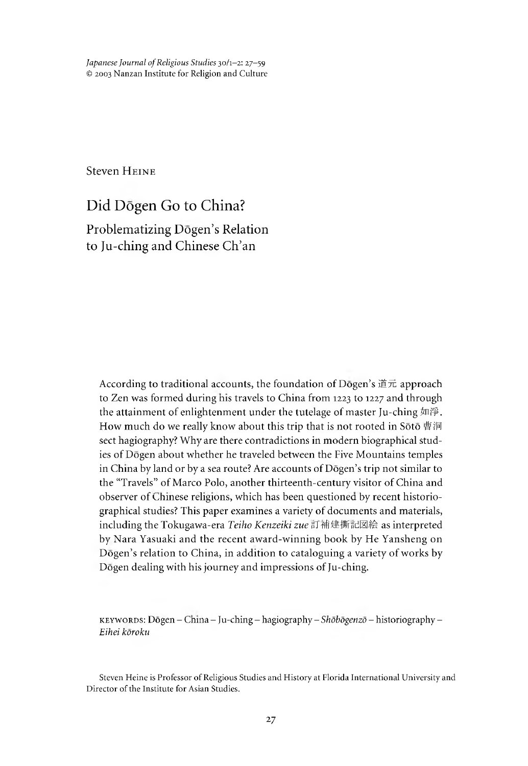Japanese Journal of Religious Studies 30/1–2: 27–59
© 2003 Nanzan Institute for Religion and Culture

Steven Heine

# Did Dōgen Go to China?

## Problematizing Dōgen's Relation to Ju-ching and Chinese Ch'an

According to traditional accounts, the foundation of Dōgen's 道元 approach to Zen was formed during his travels to China from 1223 to 1227 and through the attainment of enlightenment under the tutelage of master Ju-ching 如淨. How much do we really know about this trip that is not rooted in Sōtō 曹洞 sect hagiography? Why are there contradictions in modern biographical studies of Dōgen about whether he traveled between the Five Mountains temples in China by land or by a sea route? Are accounts of Dōgen's trip not similar to the "Travels" of Marco Polo, another thirteenth-century visitor of China and observer of Chinese religions, which has been questioned by recent historiographical studies? This paper examines a variety of documents and materials, including the Tokugawa-era *Teiho Kenzeiki zue* 訂補建撕記図絵 as interpreted by Nara Yasuaki and the recent award-winning book by He Yansheng on Dōgen's relation to China, in addition to cataloguing a variety of works by Dōgen dealing with his journey and impressions of Ju-ching.

KEYWORDS: Dōgen – China – Ju-ching – hagiography – *Shōbōgenzō* – historiography – *Eihei kōroku*

Steven Heine is Professor of Religious Studies and History at Florida International University and Director of the Institute for Asian Studies.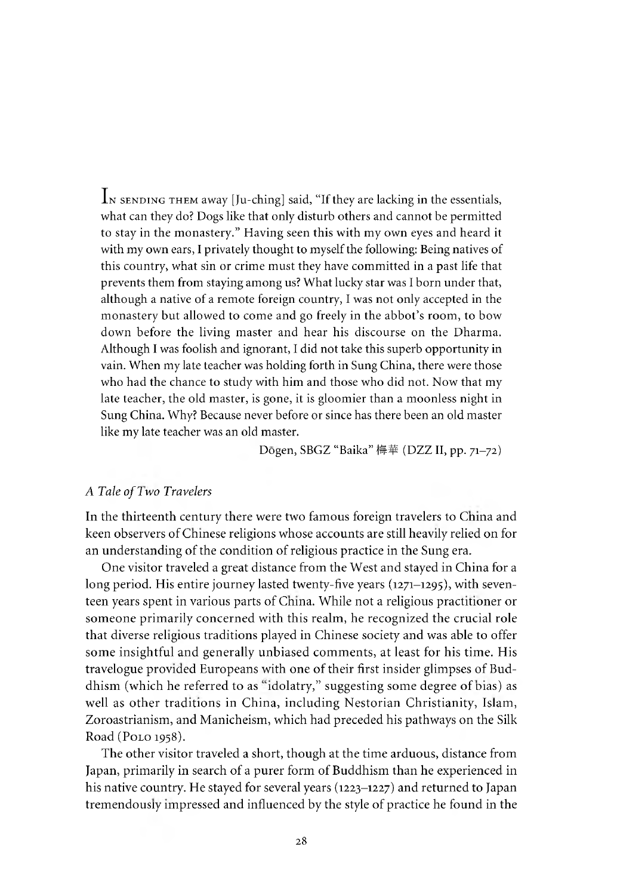In sending them away [Ju-ching] said, "If they are lacking in the essentials, what can they do? Dogs like that only disturb others and cannot be permitted to stay in the monastery." Having seen this with my own eyes and heard it with my own ears, I privately thought to myself the following: Being natives of this country, what sin or crime must they have committed in a past life that prevents them from staying among us? What lucky star was I born under that, although a native of a remote foreign country, I was not only accepted in the monastery but allowed to come and go freely in the abbot's room, to bow down before the living master and hear his discourse on the Dharma. Although I was foolish and ignorant, I did not take this superb opportunity in vain. When my late teacher was holding forth in Sung China, there were those who had the chance to study with him and those who did not. Now that my late teacher, the old master, is gone, it is gloomier than a moonless night in Sung China. Why? Because never before or since has there been an old master like my late teacher was an old master.

Dōgen, SBGZ "Baika" 梅華 (DZZ II, pp. 71–72)

### *A Tale of Two Travelers*

In the thirteenth century there were two famous foreign travelers to China and keen observers of Chinese religions whose accounts are still heavily relied on for an understanding of the condition of religious practice in the Sung era.

One visitor traveled a great distance from the West and stayed in China for a long period. His entire journey lasted twenty-five years (1271–1295), with seventeen years spent in various parts of China. While not a religious practitioner or someone primarily concerned with this realm, he recognized the crucial role that diverse religious traditions played in Chinese society and was able to offer some insightful and generally unbiased comments, at least for his time. His travelogue provided Europeans with one of their first insider glimpses of Buddhism (which he referred to as "idolatry," suggesting some degree of bias) as well as other traditions in China, including Nestorian Christianity, Islam, Zoroastrianism, and Manicheism, which had preceded his pathways on the Silk Road (Polo 1958).

The other visitor traveled a short, though at the time arduous, distance from Japan, primarily in search of a purer form of Buddhism than he experienced in his native country. He stayed for several years (1223–1227) and returned to Japan tremendously impressed and influenced by the style of practice he found in the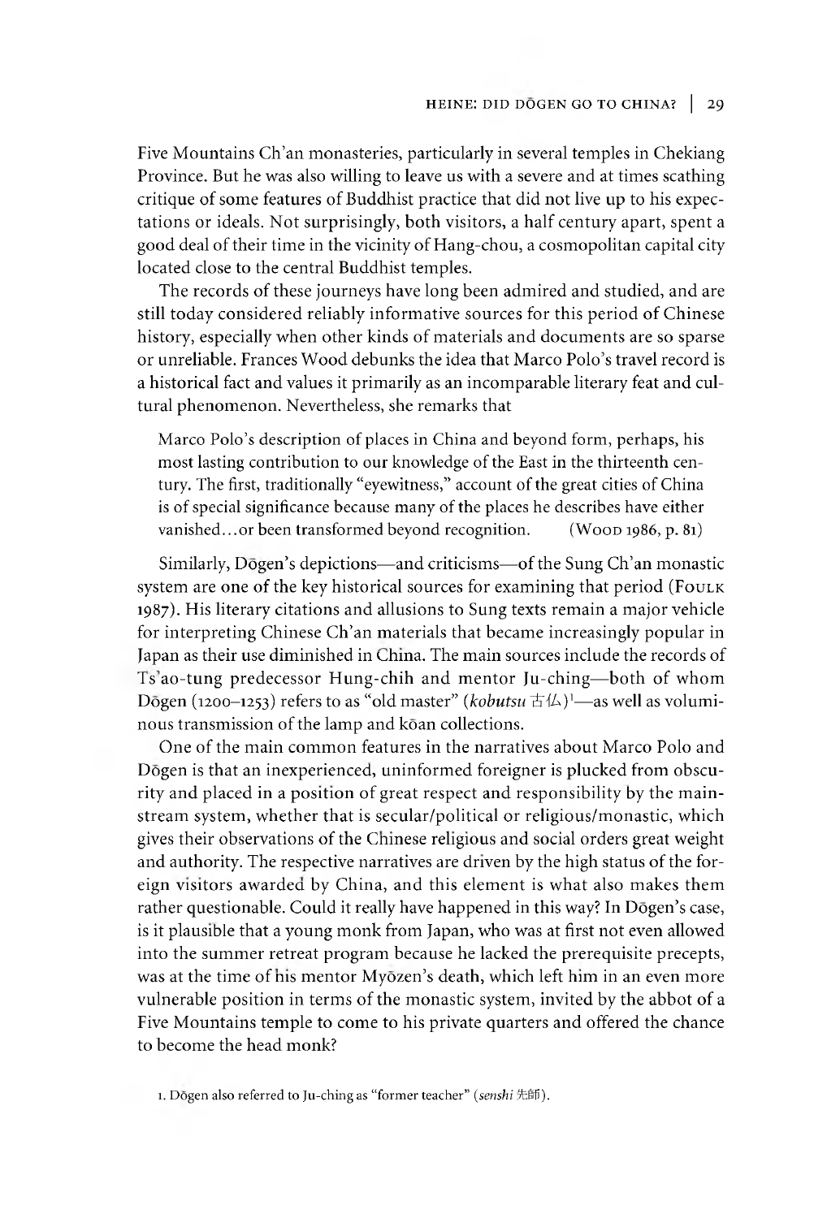Five Mountains Ch'an monasteries, particularly in several temples in Chekiang Province. But he was also willing to leave us with a severe and at times scathing critique of some features of Buddhist practice that did not live up to his expectations or ideals. Not surprisingly, both visitors, a half century apart, spent a good deal of their time in the vicinity of Hang-chou, a cosmopolitan capital city located close to the central Buddhist temples.

The records of these journeys have long been admired and studied, and are still today considered reliably informative sources for this period of Chinese history, especially when other kinds of materials and documents are so sparse or unreliable. Frances Wood debunks the idea that Marco Polo's travel record is a historical fact and values it primarily as an incomparable literary feat and cultural phenomenon. Nevertheless, she remarks that

> Marco Polo's description of places in China and beyond form, perhaps, his most lasting contribution to our knowledge of the East in the thirteenth century. The first, traditionally "eyewitness," account of the great cities of China is of special significance because many of the places he describes have either vanished…or been transformed beyond recognition. (Wood 1986, p. 81)

Similarly, Dōgen's depictions—and criticisms—of the Sung Ch'an monastic system are one of the key historical sources for examining that period (Foulk 1987). His literary citations and allusions to Sung texts remain a major vehicle for interpreting Chinese Ch'an materials that became increasingly popular in Japan as their use diminished in China. The main sources include the records of Ts'ao-tung predecessor Hung-chih and mentor Ju-ching—both of whom Dōgen (1200–1253) refers to as "old master" (*kobutsu* 古仏)[1]—as well as voluminous transmission of the lamp and kōan collections.

One of the main common features in the narratives about Marco Polo and Dōgen is that an inexperienced, uninformed foreigner is plucked from obscurity and placed in a position of great respect and responsibility by the mainstream system, whether that is secular/political or religious/monastic, which gives their observations of the Chinese religious and social orders great weight and authority. The respective narratives are driven by the high status of the foreign visitors awarded by China, and this element is what also makes them rather questionable. Could it really have happened in this way? In Dōgen's case, is it plausible that a young monk from Japan, who was at first not even allowed into the summer retreat program because he lacked the prerequisite precepts, was at the time of his mentor Myōzen's death, which left him in an even more vulnerable position in terms of the monastic system, invited by the abbot of a Five Mountains temple to come to his private quarters and offered the chance to become the head monk?

1. Dōgen also referred to Ju-ching as "former teacher" (*senshi* 先師).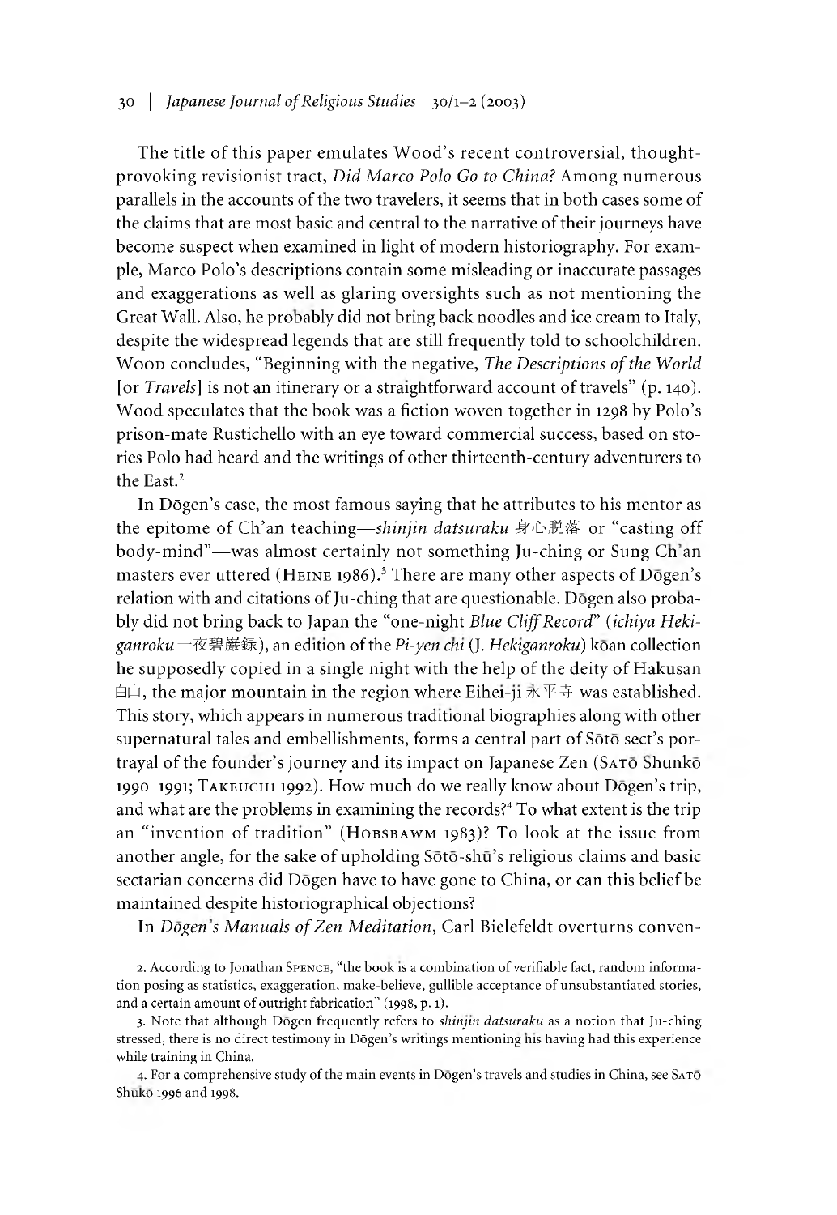The title of this paper emulates Wood's recent controversial, thought-provoking revisionist tract, *Did Marco Polo Go to China?* Among numerous parallels in the accounts of the two travelers, it seems that in both cases some of the claims that are most basic and central to the narrative of their journeys have become suspect when examined in light of modern historiography. For example, Marco Polo's descriptions contain some misleading or inaccurate passages and exaggerations as well as glaring oversights such as not mentioning the Great Wall. Also, he probably did not bring back noodles and ice cream to Italy, despite the widespread legends that are still frequently told to schoolchildren. Wood concludes, "Beginning with the negative, *The Descriptions of the World* [or *Travels*] is not an itinerary or a straightforward account of travels" (p. 140). Wood speculates that the book was a fiction woven together in 1298 by Polo's prison-mate Rustichello with an eye toward commercial success, based on stories Polo had heard and the writings of other thirteenth-century adventurers to the East.[2]

In Dōgen's case, the most famous saying that he attributes to his mentor as the epitome of Ch'an teaching—*shinjin datsuraku* 身心脱落 or "casting off body-mind"—was almost certainly not something Ju-ching or Sung Ch'an masters ever uttered (Heine 1986).[3] There are many other aspects of Dōgen's relation with and citations of Ju-ching that are questionable. Dōgen also probably did not bring back to Japan the "one-night *Blue Cliff Record*" (*ichiya Hekiganroku* 一夜碧巌録), an edition of the *Pi-yen chi* (J. *Hekiganroku*) kōan collection he supposedly copied in a single night with the help of the deity of Hakusan 白山, the major mountain in the region where Eihei-ji 永平寺 was established. This story, which appears in numerous traditional biographies along with other supernatural tales and embellishments, forms a central part of Sōtō sect's portrayal of the founder's journey and its impact on Japanese Zen (Satō Shunkō 1990–1991; Takeuchi 1992). How much do we really know about Dōgen's trip, and what are the problems in examining the records?[4] To what extent is the trip an "invention of tradition" (Hobsbawm 1983)? To look at the issue from another angle, for the sake of upholding Sōtō-shū's religious claims and basic sectarian concerns did Dōgen have to have gone to China, or can this belief be maintained despite historiographical objections?

In *Dōgen's Manuals of Zen Meditation*, Carl Bielefeldt overturns conven-

2. According to Jonathan Spence, "the book is a combination of verifiable fact, random information posing as statistics, exaggeration, make-believe, gullible acceptance of unsubstantiated stories, and a certain amount of outright fabrication" (1998, p. 1).

3. Note that although Dōgen frequently refers to *shinjin datsuraku* as a notion that Ju-ching stressed, there is no direct testimony in Dōgen's writings mentioning his having had this experience while training in China.

4. For a comprehensive study of the main events in Dōgen's travels and studies in China, see Satō Shūkō 1996 and 1998.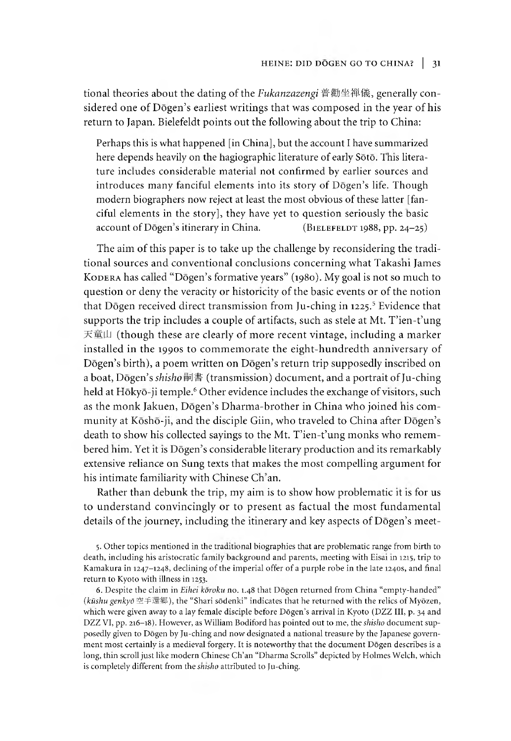tional theories about the dating of the *Fukanzazengi* 普勧坐禅儀, generally considered one of Dōgen's earliest writings that was composed in the year of his return to Japan. Bielefeldt points out the following about the trip to China:

> Perhaps this is what happened [in China], but the account I have summarized here depends heavily on the hagiographic literature of early Sōtō. This literature includes considerable material not confirmed by earlier sources and introduces many fanciful elements into its story of Dōgen's life. Though modern biographers now reject at least the most obvious of these latter [fanciful elements in the story], they have yet to question seriously the basic account of Dōgen's itinerary in China. (Bielefeldt 1988, pp. 24–25)

The aim of this paper is to take up the challenge by reconsidering the traditional sources and conventional conclusions concerning what Takashi James Kodera has called "Dōgen's formative years" (1980). My goal is not so much to question or deny the veracity or historicity of the basic events or of the notion that Dōgen received direct transmission from Ju-ching in 1225.[5] Evidence that supports the trip includes a couple of artifacts, such as stele at Mt. T'ien-t'ung 天童山 (though these are clearly of more recent vintage, including a marker installed in the 1990s to commemorate the eight-hundredth anniversary of Dōgen's birth), a poem written on Dōgen's return trip supposedly inscribed on a boat, Dōgen's *shisho* 嗣書 (transmission) document, and a portrait of Ju-ching held at Hōkyō-ji temple.[6] Other evidence includes the exchange of visitors, such as the monk Jakuen, Dōgen's Dharma-brother in China who joined his community at Kōshō-ji, and the disciple Giin, who traveled to China after Dōgen's death to show his collected sayings to the Mt. T'ien-t'ung monks who remembered him. Yet it is Dōgen's considerable literary production and its remarkably extensive reliance on Sung texts that makes the most compelling argument for his intimate familiarity with Chinese Ch'an.

Rather than debunk the trip, my aim is to show how problematic it is for us to understand convincingly or to present as factual the most fundamental details of the journey, including the itinerary and key aspects of Dōgen's meet-

5. Other topics mentioned in the traditional biographies that are problematic range from birth to death, including his aristocratic family background and parents, meeting with Eisai in 1215, trip to Kamakura in 1247–1248, declining of the imperial offer of a purple robe in the late 1240s, and final return to Kyoto with illness in 1253.

6. Despite the claim in *Eihei kōroku* no. 1.48 that Dōgen returned from China "empty-handed" (*kūshu genkyō* 空手還郷), the "Shari sōdenki" indicates that he returned with the relics of Myōzen, which were given away to a lay female disciple before Dōgen's arrival in Kyoto (DZZ III, p. 34 and DZZ VI, pp. 216–18). However, as William Bodiford has pointed out to me, the *shisho* document supposedly given to Dōgen by Ju-ching and now designated a national treasure by the Japanese government most certainly is a medieval forgery. It is noteworthy that the document Dōgen describes is a long, thin scroll just like modern Chinese Ch'an "Dharma Scrolls" depicted by Holmes Welch, which is completely different from the *shisho* attributed to Ju-ching.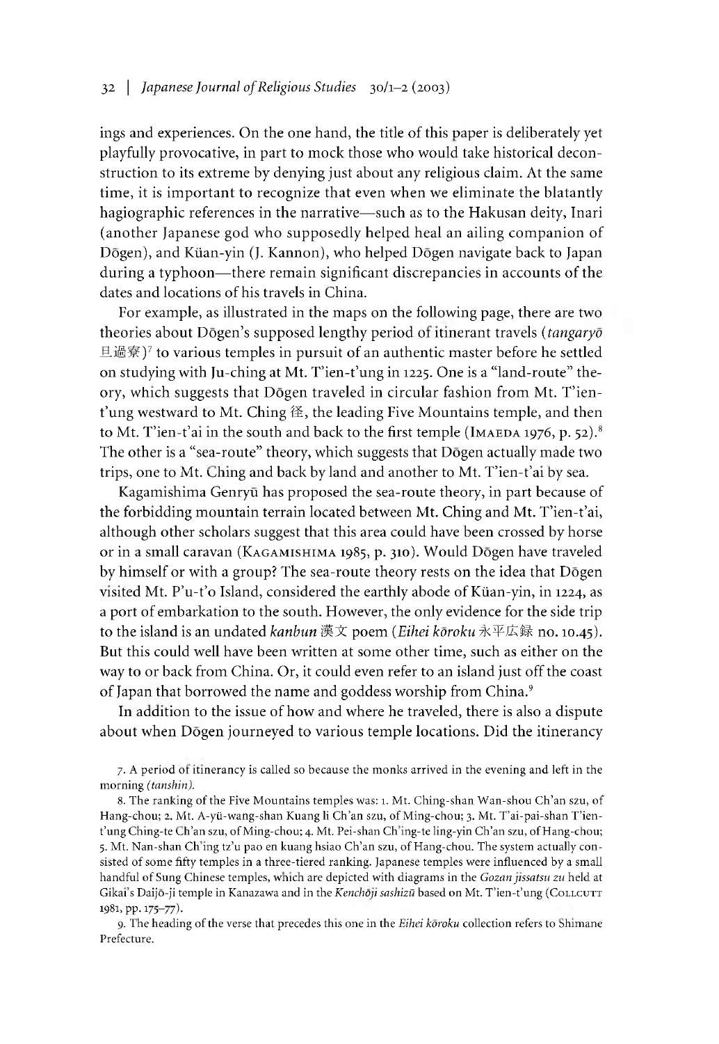ings and experiences. On the one hand, the title of this paper is deliberately yet playfully provocative, in part to mock those who would take historical deconstruction to its extreme by denying just about any religious claim. At the same time, it is important to recognize that even when we eliminate the blatantly hagiographic references in the narrative—such as to the Hakusan deity, Inari (another Japanese god who supposedly helped heal an ailing companion of Dōgen), and Küan-yin (J. Kannon), who helped Dōgen navigate back to Japan during a typhoon—there remain significant discrepancies in accounts of the dates and locations of his travels in China.

For example, as illustrated in the maps on the following page, there are two theories about Dōgen's supposed lengthy period of itinerant travels (*tangaryō* 旦過寮)[7] to various temples in pursuit of an authentic master before he settled on studying with Ju-ching at Mt. T'ien-t'ung in 1225. One is a "land-route" theory, which suggests that Dōgen traveled in circular fashion from Mt. T'ien-t'ung westward to Mt. Ching 径, the leading Five Mountains temple, and then to Mt. T'ien-t'ai in the south and back to the first temple (IMAEDA 1976, p. 52).[8] The other is a "sea-route" theory, which suggests that Dōgen actually made two trips, one to Mt. Ching and back by land and another to Mt. T'ien-t'ai by sea.

Kagamishima Genryū has proposed the sea-route theory, in part because of the forbidding mountain terrain located between Mt. Ching and Mt. T'ien-t'ai, although other scholars suggest that this area could have been crossed by horse or in a small caravan (KAGAMISHIMA 1985, p. 310). Would Dōgen have traveled by himself or with a group? The sea-route theory rests on the idea that Dōgen visited Mt. P'u-t'o Island, considered the earthly abode of Küan-yin, in 1224, as a port of embarkation to the south. However, the only evidence for the side trip to the island is an undated *kanbun* 漢文 poem (*Eihei kōroku* 永平広録 no. 10.45). But this could well have been written at some other time, such as either on the way to or back from China. Or, it could even refer to an island just off the coast of Japan that borrowed the name and goddess worship from China.[9]

In addition to the issue of how and where he traveled, there is also a dispute about when Dōgen journeyed to various temple locations. Did the itinerancy

7. A period of itinerancy is called so because the monks arrived in the evening and left in the morning (*tanshin*).

8. The ranking of the Five Mountains temples was: 1. Mt. Ching-shan Wan-shou Ch'an szu, of Hang-chou; 2. Mt. A-yü-wang-shan Kuang li Ch'an szu, of Ming-chou; 3. Mt. T'ai-pai-shan T'ien-t'ung Ching-te Ch'an szu, of Ming-chou; 4. Mt. Pei-shan Ch'ing-te ling-yin Ch'an szu, of Hang-chou; 5. Mt. Nan-shan Ch'ing tz'u pao en kuang hsiao Ch'an szu, of Hang-chou. The system actually consisted of some fifty temples in a three-tiered ranking. Japanese temples were influenced by a small handful of Sung Chinese temples, which are depicted with diagrams in the *Gozan jissatsu zu* held at Gikai's Daijō-ji temple in Kanazawa and in the *Kenchōji sashizū* based on Mt. T'ien-t'ung (COLLCUTT 1981, pp. 175–77).

9. The heading of the verse that precedes this one in the *Eihei kōroku* collection refers to Shimane Prefecture.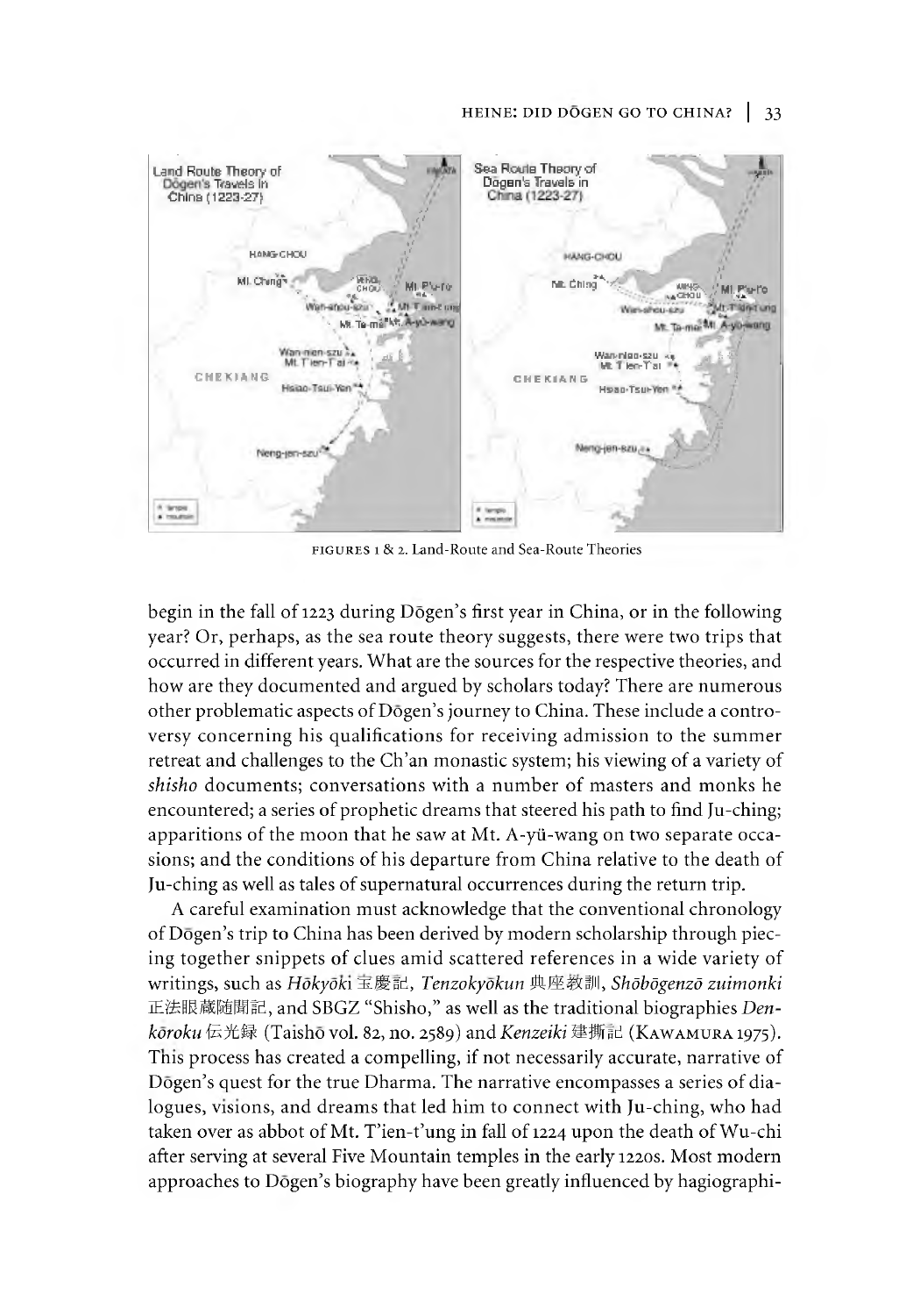FIGURES 1 & 2. Land-Route and Sea-Route Theories

begin in the fall of 1223 during Dōgen's first year in China, or in the following year? Or, perhaps, as the sea route theory suggests, there were two trips that occurred in different years. What are the sources for the respective theories, and how are they documented and argued by scholars today? There are numerous other problematic aspects of Dōgen's journey to China. These include a controversy concerning his qualifications for receiving admission to the summer retreat and challenges to the Ch'an monastic system; his viewing of a variety of *shisho* documents; conversations with a number of masters and monks he encountered; a series of prophetic dreams that steered his path to find Ju-ching; apparitions of the moon that he saw at Mt. A-yü-wang on two separate occasions; and the conditions of his departure from China relative to the death of Ju-ching as well as tales of supernatural occurrences during the return trip.

A careful examination must acknowledge that the conventional chronology of Dōgen's trip to China has been derived by modern scholarship through piecing together snippets of clues amid scattered references in a wide variety of writings, such as *Hōkyōki* 宝慶記, *Tenzokyōkun* 典座教訓, *Shōbōgenzō zuimonki* 正法眼蔵随聞記, and SBGZ "Shisho," as well as the traditional biographies *Denkōroku* 伝光録 (Taishō vol. 82, no. 2589) and *Kenzeiki* 建撕記 (KAWAMURA 1975). This process has created a compelling, if not necessarily accurate, narrative of Dōgen's quest for the true Dharma. The narrative encompasses a series of dialogues, visions, and dreams that led him to connect with Ju-ching, who had taken over as abbot of Mt. T'ien-t'ung in fall of 1224 upon the death of Wu-chi after serving at several Five Mountain temples in the early 1220s. Most modern approaches to Dōgen's biography have been greatly influenced by hagiographi-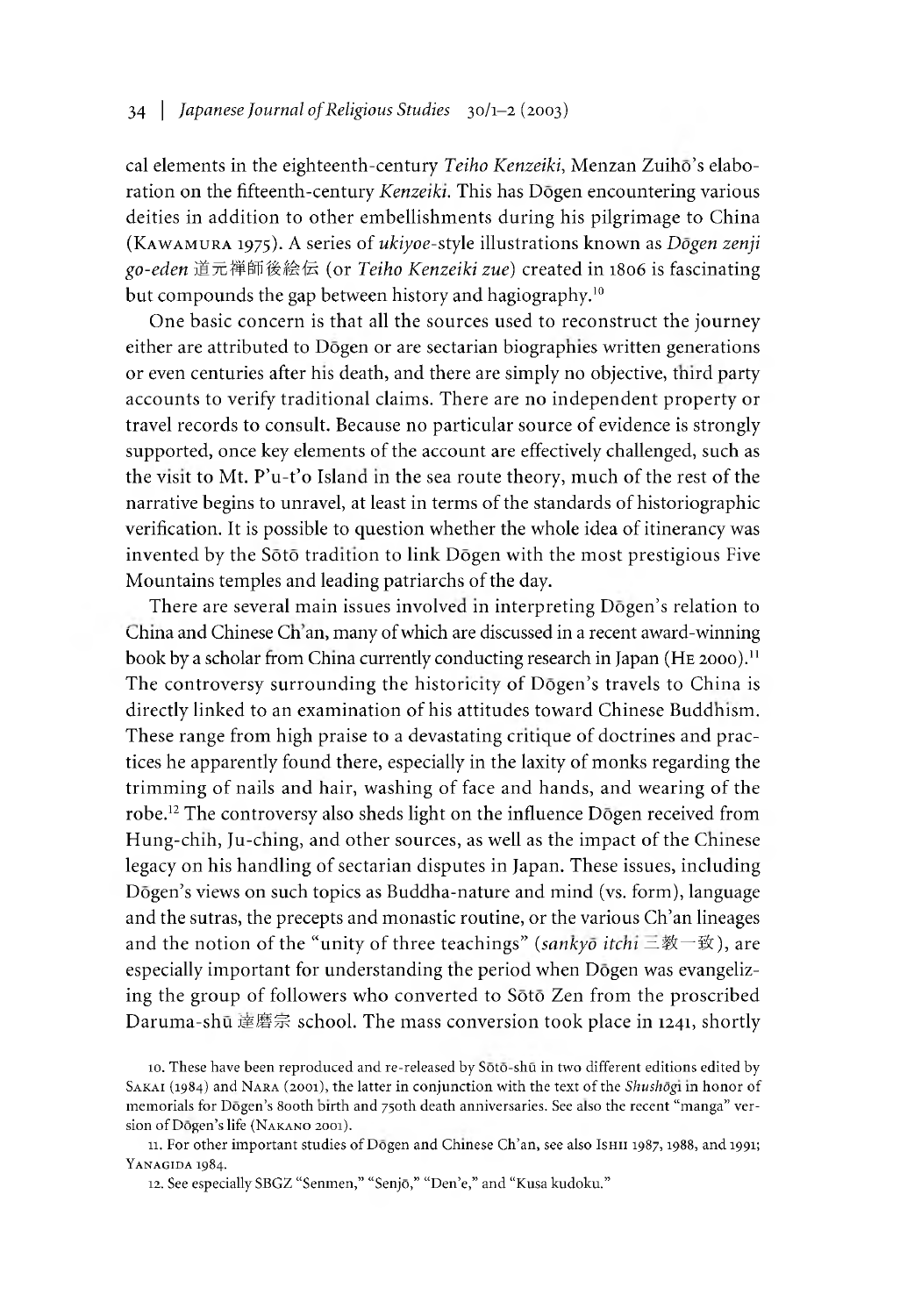cal elements in the eighteenth-century *Teiho Kenzeiki*, Menzan Zuihō's elaboration on the fifteenth-century *Kenzeiki*. This has Dōgen encountering various deities in addition to other embellishments during his pilgrimage to China (Kawamura 1975). A series of *ukiyoe*-style illustrations known as *Dōgen zenji go-eden* 道元禅師後絵伝 (or *Teiho Kenzeiki zue*) created in 1806 is fascinating but compounds the gap between history and hagiography.[10]

One basic concern is that all the sources used to reconstruct the journey either are attributed to Dōgen or are sectarian biographies written generations or even centuries after his death, and there are simply no objective, third party accounts to verify traditional claims. There are no independent property or travel records to consult. Because no particular source of evidence is strongly supported, once key elements of the account are effectively challenged, such as the visit to Mt. P'u-t'o Island in the sea route theory, much of the rest of the narrative begins to unravel, at least in terms of the standards of historiographic verification. It is possible to question whether the whole idea of itinerancy was invented by the Sōtō tradition to link Dōgen with the most prestigious Five Mountains temples and leading patriarchs of the day.

There are several main issues involved in interpreting Dōgen's relation to China and Chinese Ch'an, many of which are discussed in a recent award-winning book by a scholar from China currently conducting research in Japan (He 2000).[11] The controversy surrounding the historicity of Dōgen's travels to China is directly linked to an examination of his attitudes toward Chinese Buddhism. These range from high praise to a devastating critique of doctrines and practices he apparently found there, especially in the laxity of monks regarding the trimming of nails and hair, washing of face and hands, and wearing of the robe.[12] The controversy also sheds light on the influence Dōgen received from Hung-chih, Ju-ching, and other sources, as well as the impact of the Chinese legacy on his handling of sectarian disputes in Japan. These issues, including Dōgen's views on such topics as Buddha-nature and mind (vs. form), language and the sutras, the precepts and monastic routine, or the various Ch'an lineages and the notion of the "unity of three teachings" (*sankyō itchi* 三教一致), are especially important for understanding the period when Dōgen was evangelizing the group of followers who converted to Sōtō Zen from the proscribed Daruma-shū 達磨宗 school. The mass conversion took place in 1241, shortly

10. These have been reproduced and re-released by Sōtō-shū in two different editions edited by Sakai (1984) and Nara (2001), the latter in conjunction with the text of the *Shushōgi* in honor of memorials for Dōgen's 800th birth and 750th death anniversaries. See also the recent "manga" version of Dōgen's life (Nakano 2001).

11. For other important studies of Dōgen and Chinese Ch'an, see also Ishii 1987, 1988, and 1991; Yanagida 1984.

12. See especially SBGZ "Senmen," "Senjō," "Den'e," and "Kusa kudoku."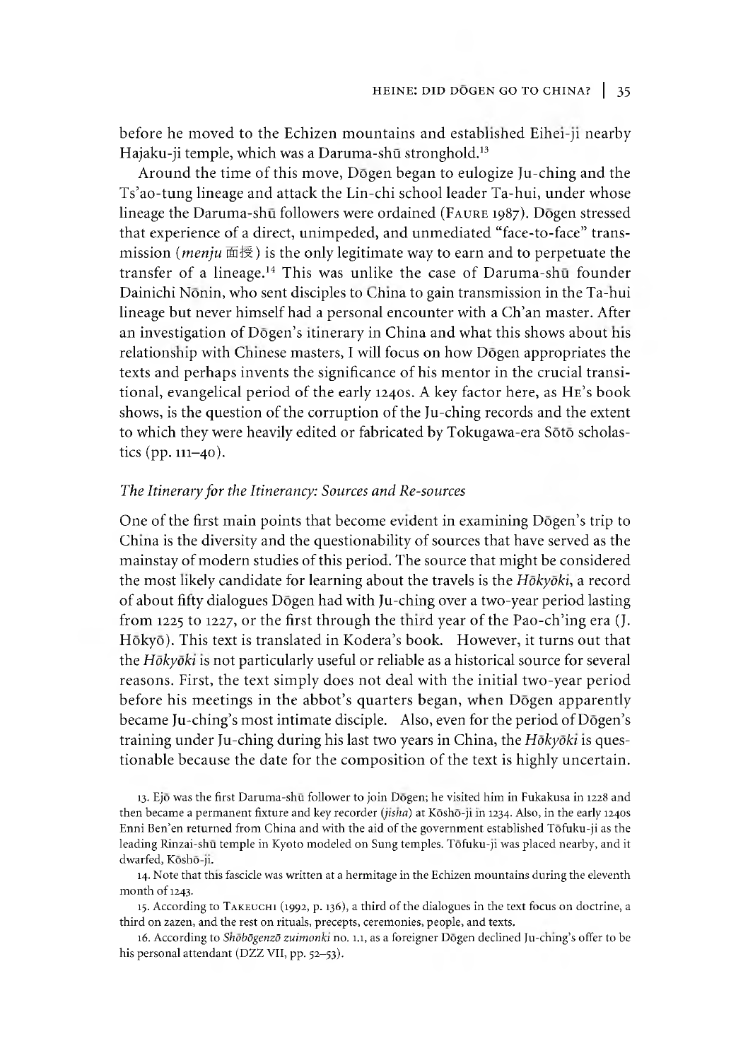before he moved to the Echizen mountains and established Eihei-ji nearby Hajaku-ji temple, which was a Daruma-shū stronghold.[13]

Around the time of this move, Dōgen began to eulogize Ju-ching and the Ts'ao-tung lineage and attack the Lin-chi school leader Ta-hui, under whose lineage the Daruma-shū followers were ordained (Faure 1987). Dōgen stressed that experience of a direct, unimpeded, and unmediated "face-to-face" transmission (*menju* 面授) is the only legitimate way to earn and to perpetuate the transfer of a lineage.[14] This was unlike the case of Daruma-shū founder Dainichi Nōnin, who sent disciples to China to gain transmission in the Ta-hui lineage but never himself had a personal encounter with a Ch'an master. After an investigation of Dōgen's itinerary in China and what this shows about his relationship with Chinese masters, I will focus on how Dōgen appropriates the texts and perhaps invents the significance of his mentor in the crucial transitional, evangelical period of the early 1240s. A key factor here, as He's book shows, is the question of the corruption of the Ju-ching records and the extent to which they were heavily edited or fabricated by Tokugawa-era Sōtō scholastics (pp. 111–40).

### *The Itinerary for the Itinerancy: Sources and Re-sources*

One of the first main points that become evident in examining Dōgen's trip to China is the diversity and the questionability of sources that have served as the mainstay of modern studies of this period. The source that might be considered the most likely candidate for learning about the travels is the *Hōkyōki*, a record of about fifty dialogues Dōgen had with Ju-ching over a two-year period lasting from 1225 to 1227, or the first through the third year of the Pao-ch'ing era (J. Hōkyō). This text is translated in Kodera's book. However, it turns out that the *Hōkyōki* is not particularly useful or reliable as a historical source for several reasons. First, the text simply does not deal with the initial two-year period before his meetings in the abbot's quarters began, when Dōgen apparently became Ju-ching's most intimate disciple. Also, even for the period of Dōgen's training under Ju-ching during his last two years in China, the *Hōkyōki* is questionable because the date for the composition of the text is highly uncertain.

13. Ejō was the first Daruma-shū follower to join Dōgen; he visited him in Fukakusa in 1228 and then became a permanent fixture and key recorder (*jisha*) at Kōshō-ji in 1234. Also, in the early 1240s Enni Ben'en returned from China and with the aid of the government established Tōfuku-ji as the leading Rinzai-shū temple in Kyoto modeled on Sung temples. Tōfuku-ji was placed nearby, and it dwarfed, Kōshō-ji.

14. Note that this fascicle was written at a hermitage in the Echizen mountains during the eleventh month of 1243.

15. According to Takeuchi (1992, p. 136), a third of the dialogues in the text focus on doctrine, a third on zazen, and the rest on rituals, precepts, ceremonies, people, and texts.

16. According to *Shōbōgenzō zuimonki* no. 1.1, as a foreigner Dōgen declined Ju-ching's offer to be his personal attendant (DZZ VII, pp. 52–53).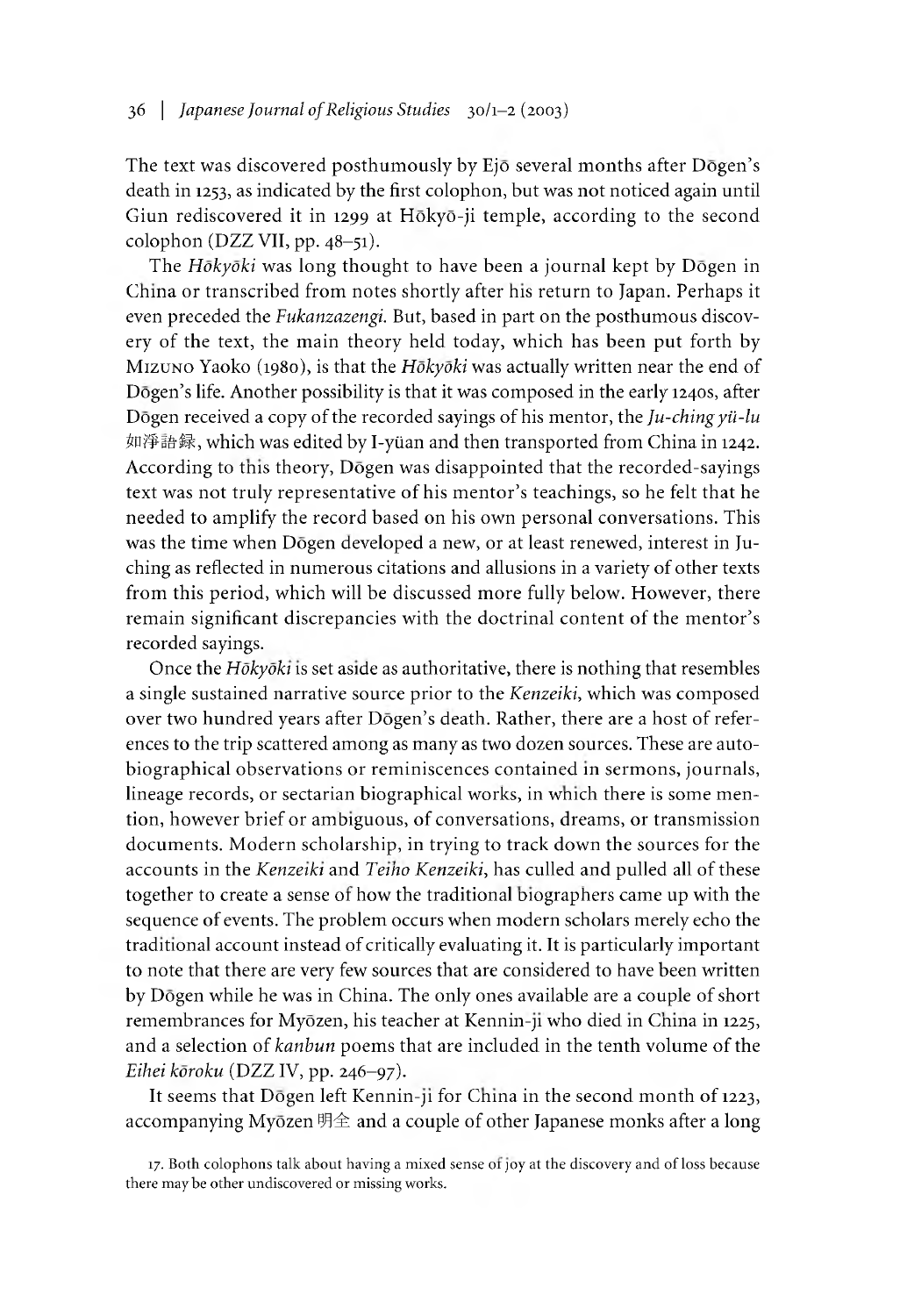The text was discovered posthumously by Ejō several months after Dōgen's death in 1253, as indicated by the first colophon, but was not noticed again until Giun rediscovered it in 1299 at Hōkyō-ji temple, according to the second colophon (DZZ VII, pp. 48–51).

The *Hōkyōki* was long thought to have been a journal kept by Dōgen in China or transcribed from notes shortly after his return to Japan. Perhaps it even preceded the *Fukanzazengi*. But, based in part on the posthumous discovery of the text, the main theory held today, which has been put forth by Mizuno Yaoko (1980), is that the *Hōkyōki* was actually written near the end of Dōgen's life. Another possibility is that it was composed in the early 1240s, after Dōgen received a copy of the recorded sayings of his mentor, the *Ju-ching yü-lu* 如淨語録, which was edited by I-yüan and then transported from China in 1242. According to this theory, Dōgen was disappointed that the recorded-sayings text was not truly representative of his mentor's teachings, so he felt that he needed to amplify the record based on his own personal conversations. This was the time when Dōgen developed a new, or at least renewed, interest in Ju-ching as reflected in numerous citations and allusions in a variety of other texts from this period, which will be discussed more fully below. However, there remain significant discrepancies with the doctrinal content of the mentor's recorded sayings.

Once the *Hōkyōki* is set aside as authoritative, there is nothing that resembles a single sustained narrative source prior to the *Kenzeiki*, which was composed over two hundred years after Dōgen's death. Rather, there are a host of references to the trip scattered among as many as two dozen sources. These are autobiographical observations or reminiscences contained in sermons, journals, lineage records, or sectarian biographical works, in which there is some mention, however brief or ambiguous, of conversations, dreams, or transmission documents. Modern scholarship, in trying to track down the sources for the accounts in the *Kenzeiki* and *Teiho Kenzeiki*, has culled and pulled all of these together to create a sense of how the traditional biographers came up with the sequence of events. The problem occurs when modern scholars merely echo the traditional account instead of critically evaluating it. It is particularly important to note that there are very few sources that are considered to have been written by Dōgen while he was in China. The only ones available are a couple of short remembrances for Myōzen, his teacher at Kennin-ji who died in China in 1225, and a selection of *kanbun* poems that are included in the tenth volume of the *Eihei kōroku* (DZZ IV, pp. 246–97).

It seems that Dōgen left Kennin-ji for China in the second month of 1223, accompanying Myōzen 明全 and a couple of other Japanese monks after a long

17. Both colophons talk about having a mixed sense of joy at the discovery and of loss because there may be other undiscovered or missing works.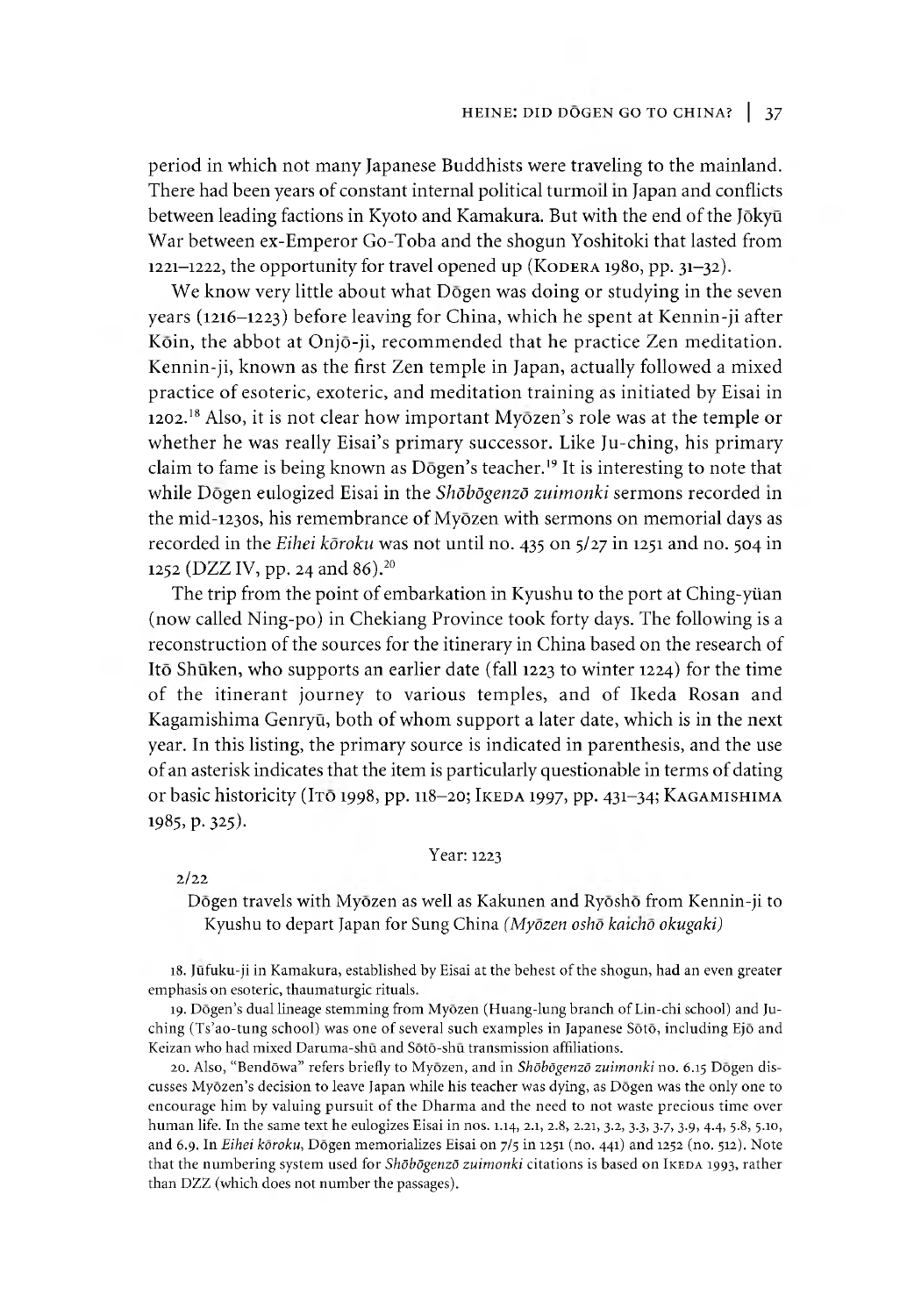period in which not many Japanese Buddhists were traveling to the mainland. There had been years of constant internal political turmoil in Japan and conflicts between leading factions in Kyoto and Kamakura. But with the end of the Jōkyū War between ex-Emperor Go-Toba and the shogun Yoshitoki that lasted from 1221–1222, the opportunity for travel opened up (Kodera 1980, pp. 31–32).

We know very little about what Dōgen was doing or studying in the seven years (1216–1223) before leaving for China, which he spent at Kennin-ji after Kōin, the abbot at Onjō-ji, recommended that he practice Zen meditation. Kennin-ji, known as the first Zen temple in Japan, actually followed a mixed practice of esoteric, exoteric, and meditation training as initiated by Eisai in 1202.[18] Also, it is not clear how important Myōzen's role was at the temple or whether he was really Eisai's primary successor. Like Ju-ching, his primary claim to fame is being known as Dōgen's teacher.[19] It is interesting to note that while Dōgen eulogized Eisai in the *Shōbōgenzō zuimonki* sermons recorded in the mid-1230s, his remembrance of Myōzen with sermons on memorial days as recorded in the *Eihei kōroku* was not until no. 435 on 5/27 in 1251 and no. 504 in 1252 (DZZ IV, pp. 24 and 86).[20]

The trip from the point of embarkation in Kyushu to the port at Ching-yüan (now called Ning-po) in Chekiang Province took forty days. The following is a reconstruction of the sources for the itinerary in China based on the research of Itō Shūken, who supports an earlier date (fall 1223 to winter 1224) for the time of the itinerant journey to various temples, and of Ikeda Rosan and Kagamishima Genryū, both of whom support a later date, which is in the next year. In this listing, the primary source is indicated in parenthesis, and the use of an asterisk indicates that the item is particularly questionable in terms of dating or basic historicity (Itō 1998, pp. 118–20; Ikeda 1997, pp. 431–34; Kagamishima 1985, p. 325).

Year: 1223

2/22

Dōgen travels with Myōzen as well as Kakunen and Ryōshō from Kennin-ji to Kyushu to depart Japan for Sung China (*Myōzen oshō kaichō okugaki*)

18. Jūfuku-ji in Kamakura, established by Eisai at the behest of the shogun, had an even greater emphasis on esoteric, thaumaturgic rituals.

19. Dōgen's dual lineage stemming from Myōzen (Huang-lung branch of Lin-chi school) and Ju-ching (Ts'ao-tung school) was one of several such examples in Japanese Sōtō, including Ejō and Keizan who had mixed Daruma-shū and Sōtō-shū transmission affiliations.

20. Also, "Bendōwa" refers briefly to Myōzen, and in *Shōbōgenzō zuimonki* no. 6.15 Dōgen discusses Myōzen's decision to leave Japan while his teacher was dying, as Dōgen was the only one to encourage him by valuing pursuit of the Dharma and the need to not waste precious time over human life. In the same text he eulogizes Eisai in nos. 1.14, 2.1, 2.8, 2.21, 3.2, 3.3, 3.7, 3.9, 4.4, 5.8, 5.10, and 6.9. In *Eihei kōroku*, Dōgen memorializes Eisai on 7/5 in 1251 (no. 441) and 1252 (no. 512). Note that the numbering system used for *Shōbōgenzō zuimonki* citations is based on Ikeda 1993, rather than DZZ (which does not number the passages).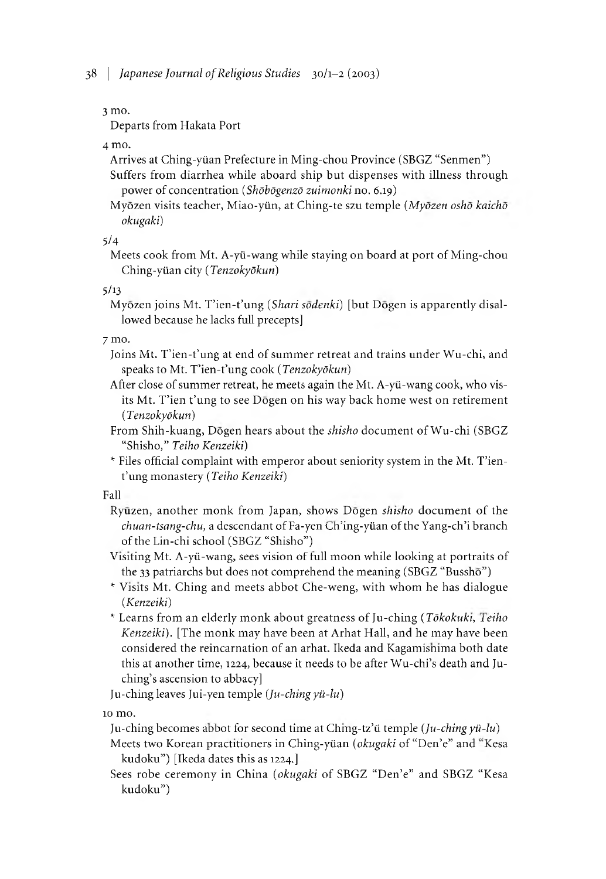3 mo.

Departs from Hakata Port

4 mo.

Arrives at Ching-yüan Prefecture in Ming-chou Province (SBGZ "Senmen")

Suffers from diarrhea while aboard ship but dispenses with illness through power of concentration (*Shōbōgenzō zuimonki* no. 6.19)

Myōzen visits teacher, Miao-yün, at Ching-te szu temple (*Myōzen oshō kaichō okugaki*)

5/4

Meets cook from Mt. A-yü-wang while staying on board at port of Ming-chou Ching-yüan city (*Tenzokyōkun*)

5/13

Myōzen joins Mt. T'ien-t'ung (*Shari sōdenki*) [but Dōgen is apparently disallowed because he lacks full precepts]

7 mo.

Joins Mt. T'ien-t'ung at end of summer retreat and trains under Wu-chi, and speaks to Mt. T'ien-t'ung cook (*Tenzokyōkun*)

After close of summer retreat, he meets again the Mt. A-yü-wang cook, who visits Mt. T'ien t'ung to see Dōgen on his way back home west on retirement (*Tenzokyōkun*)

From Shih-kuang, Dōgen hears about the *shisho* document of Wu-chi (SBGZ "Shisho," *Teiho Kenzeiki*)

* Files official complaint with emperor about seniority system in the Mt. T'ien-t'ung monastery (*Teiho Kenzeiki*)

Fall

Ryūzen, another monk from Japan, shows Dōgen *shisho* document of the *chuan-tsang-chu*, a descendant of Fa-yen Ch'ing-yüan of the Yang-ch'i branch of the Lin-chi school (SBGZ "Shisho")

Visiting Mt. A-yü-wang, sees vision of full moon while looking at portraits of the 33 patriarchs but does not comprehend the meaning (SBGZ "Busshō")

* Visits Mt. Ching and meets abbot Che-weng, with whom he has dialogue (*Kenzeiki*)

* Learns from an elderly monk about greatness of Ju-ching (*Tōkokuki*, *Teiho Kenzeiki*). [The monk may have been at Arhat Hall, and he may have been considered the reincarnation of an arhat. Ikeda and Kagamishima both date this at another time, 1224, because it needs to be after Wu-chi's death and Ju-ching's ascension to abbacy]

Ju-ching leaves Jui-yen temple (*Ju-ching yü-lu*)

10 mo.

Ju-ching becomes abbot for second time at Ching-tz'ü temple (*Ju-ching yü-lu*)

Meets two Korean practitioners in Ching-yüan (*okugaki* of "Den'e" and "Kesa kudoku") [Ikeda dates this as 1224.]

Sees robe ceremony in China (*okugaki* of SBGZ "Den'e" and SBGZ "Kesa kudoku")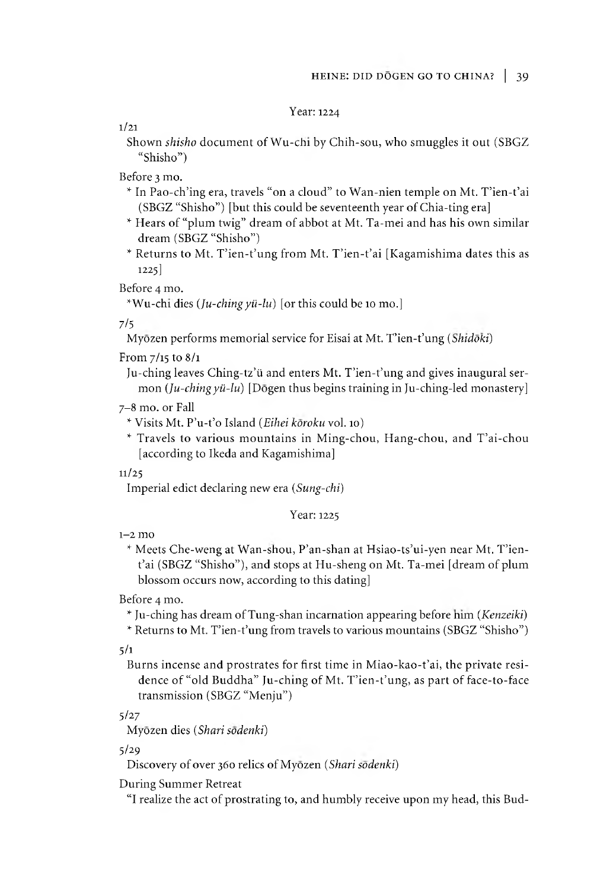Year: 1224

1/21

Shown *shisho* document of Wu-chi by Chih-sou, who smuggles it out (SBGZ "Shisho")

Before 3 mo.

* In Pao-ch'ing era, travels "on a cloud" to Wan-nien temple on Mt. T'ien-t'ai (SBGZ "Shisho") [but this could be seventeenth year of Chia-ting era]
* Hears of "plum twig" dream of abbot at Mt. Ta-mei and has his own similar dream (SBGZ "Shisho")
* Returns to Mt. T'ien-t'ung from Mt. T'ien-t'ai [Kagamishima dates this as 1225]

Before 4 mo.

*Wu-chi dies (*Ju-ching yü-lu*) [or this could be 10 mo.]

7/5

Myōzen performs memorial service for Eisai at Mt. T'ien-t'ung (*Shidōki*)

From 7/15 to 8/1

Ju-ching leaves Ching-tz'ŭ and enters Mt. T'ien-t'ung and gives inaugural sermon (*Ju-ching yü-lu*) [Dōgen thus begins training in Ju-ching-led monastery]

7–8 mo. or Fall

* Visits Mt. P'u-t'o Island (*Eihei kōroku* vol. 10)
* Travels to various mountains in Ming-chou, Hang-chou, and T'ai-chou [according to Ikeda and Kagamishima]

11/25

Imperial edict declaring new era (*Sung-chi*)

Year: 1225

1–2 mo

* Meets Che-weng at Wan-shou, P'an-shan at Hsiao-ts'ui-yen near Mt. T'ien-t'ai (SBGZ "Shisho"), and stops at Hu-sheng on Mt. Ta-mei [dream of plum blossom occurs now, according to this dating]

Before 4 mo.

* Ju-ching has dream of Tung-shan incarnation appearing before him (*Kenzeiki*)
* Returns to Mt. T'ien-t'ung from travels to various mountains (SBGZ "Shisho")

5/1

Burns incense and prostrates for first time in Miao-kao-t'ai, the private residence of "old Buddha" Ju-ching of Mt. T'ien-t'ung, as part of face-to-face transmission (SBGZ "Menju")

5/27

Myōzen dies (*Shari sōdenki*)

5/29

Discovery of over 360 relics of Myōzen (*Shari sōdenki*)

During Summer Retreat

"I realize the act of prostrating to, and humbly receive upon my head, this Bud-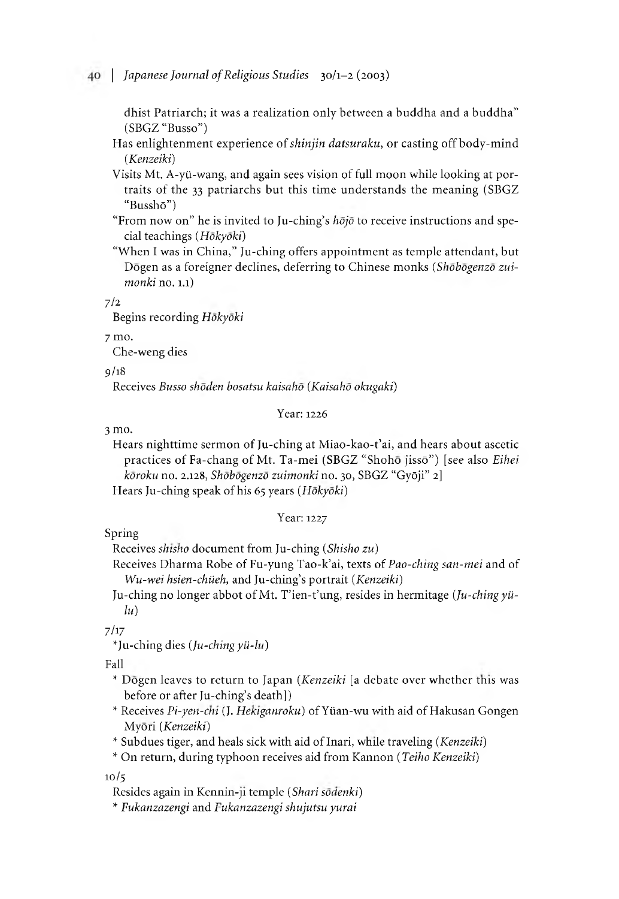dhist Patriarch; it was a realization only between a buddha and a buddha" (SBGZ "Busso")

Has enlightenment experience of *shinjin datsuraku*, or casting off body-mind (*Kenzeiki*)

Visits Mt. A-yü-wang, and again sees vision of full moon while looking at portraits of the 33 patriarchs but this time understands the meaning (SBGZ "Busshō")

"From now on" he is invited to Ju-ching's *hōjō* to receive instructions and special teachings (*Hōkyōki*)

"When I was in China," Ju-ching offers appointment as temple attendant, but Dōgen as a foreigner declines, deferring to Chinese monks (*Shōbōgenzō zuimonki* no. 1.1)

7/2

Begins recording *Hōkyōki*

7 mo.

Che-weng dies

9/18

Receives *Busso shōden bosatsu kaisahō* (*Kaisahō okugaki*)

Year: 1226

3 mo.

Hears nighttime sermon of Ju-ching at Miao-kao-t'ai, and hears about ascetic practices of Fa-chang of Mt. Ta-mei (SBGZ "Shohō jissō") [see also *Eihei kōroku* no. 2.128, *Shōbōgenzō zuimonki* no. 30, SBGZ "Gyōji" 2]

Hears Ju-ching speak of his 65 years (*Hōkyōki*)

Year: 1227

Spring

Receives *shisho* document from Ju-ching (*Shisho zu*)

Receives Dharma Robe of Fu-yung Tao-k'ai, texts of *Pao-ching san-mei* and of *Wu-wei hsien-chüeh*, and Ju-ching's portrait (*Kenzeiki*)

Ju-ching no longer abbot of Mt. T'ien-t'ung, resides in hermitage (*Ju-ching yü-lu*)

7/17

*Ju-ching dies (*Ju-ching yü-lu*)

Fall

* Dōgen leaves to return to Japan (*Kenzeiki* [a debate over whether this was before or after Ju-ching's death])
* Receives *Pi-yen-chi* (J. *Hekiganroku*) of Yüan-wu with aid of Hakusan Gongen Myōri (*Kenzeiki*)
* Subdues tiger, and heals sick with aid of Inari, while traveling (*Kenzeiki*)
* On return, during typhoon receives aid from Kannon (*Teiho Kenzeiki*)

10/5

Resides again in Kennin-ji temple (*Shari sōdenki*)

* *Fukanzazengi* and *Fukanzazengi shujutsu yurai*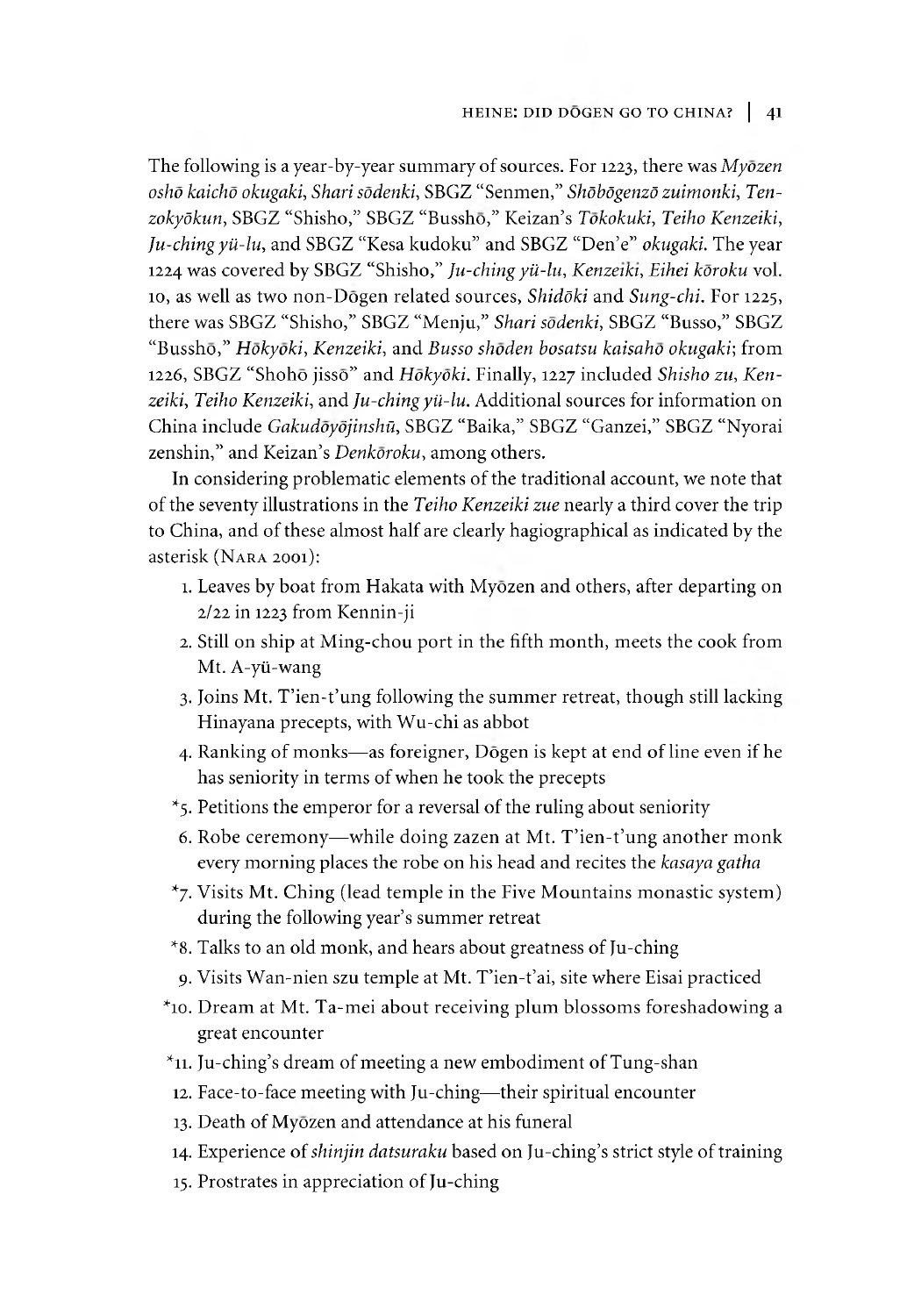The following is a year-by-year summary of sources. For 1223, there was *Myōzen oshō kaichō okugaki*, *Shari sōdenki*, SBGZ "Senmen," *Shōbōgenzō zuimonki*, *Tenzokyōkun*, SBGZ "Shisho," SBGZ "Busshō," Keizan's *Tōkokuki*, *Teiho Kenzeiki*, *Ju-ching yü-lu*, and SBGZ "Kesa kudoku" and SBGZ "Den'e" *okugaki*. The year 1224 was covered by SBGZ "Shisho," *Ju-ching yü-lu*, *Kenzeiki*, *Eihei kōroku* vol. 10, as well as two non-Dōgen related sources, *Shidōki* and *Sung-chi*. For 1225, there was SBGZ "Shisho," SBGZ "Menju," *Shari sōdenki*, SBGZ "Busso," SBGZ "Busshō," *Hōkyōki*, *Kenzeiki*, and *Busso shōden bosatsu kaisahō okugaki*; from 1226, SBGZ "Shohō jissō" and *Hōkyōki*. Finally, 1227 included *Shisho zu*, *Kenzeiki*, *Teiho Kenzeiki*, and *Ju-ching yü-lu*. Additional sources for information on China include *Gakudōyōjinshū*, SBGZ "Baika," SBGZ "Ganzei," SBGZ "Nyorai zenshin," and Keizan's *Denkōroku*, among others.

In considering problematic elements of the traditional account, we note that of the seventy illustrations in the *Teiho Kenzeiki zue* nearly a third cover the trip to China, and of these almost half are clearly hagiographical as indicated by the asterisk (Nara 2001):

1. Leaves by boat from Hakata with Myōzen and others, after departing on 2/22 in 1223 from Kennin-ji
2. Still on ship at Ming-chou port in the fifth month, meets the cook from Mt. A-yü-wang
3. Joins Mt. T'ien-t'ung following the summer retreat, though still lacking Hinayana precepts, with Wu-chi as abbot
4. Ranking of monks—as foreigner, Dōgen is kept at end of line even if he has seniority in terms of when he took the precepts

*5. Petitions the emperor for a reversal of the ruling about seniority

6. Robe ceremony—while doing zazen at Mt. T'ien-t'ung another monk every morning places the robe on his head and recites the *kasaya gatha*

*7. Visits Mt. Ching (lead temple in the Five Mountains monastic system) during the following year's summer retreat

*8. Talks to an old monk, and hears about greatness of Ju-ching

9. Visits Wan-nien szu temple at Mt. T'ien-t'ai, site where Eisai practiced

*10. Dream at Mt. Ta-mei about receiving plum blossoms foreshadowing a great encounter

*11. Ju-ching's dream of meeting a new embodiment of Tung-shan

12. Face-to-face meeting with Ju-ching—their spiritual encounter
13. Death of Myōzen and attendance at his funeral
14. Experience of *shinjin datsuraku* based on Ju-ching's strict style of training
15. Prostrates in appreciation of Ju-ching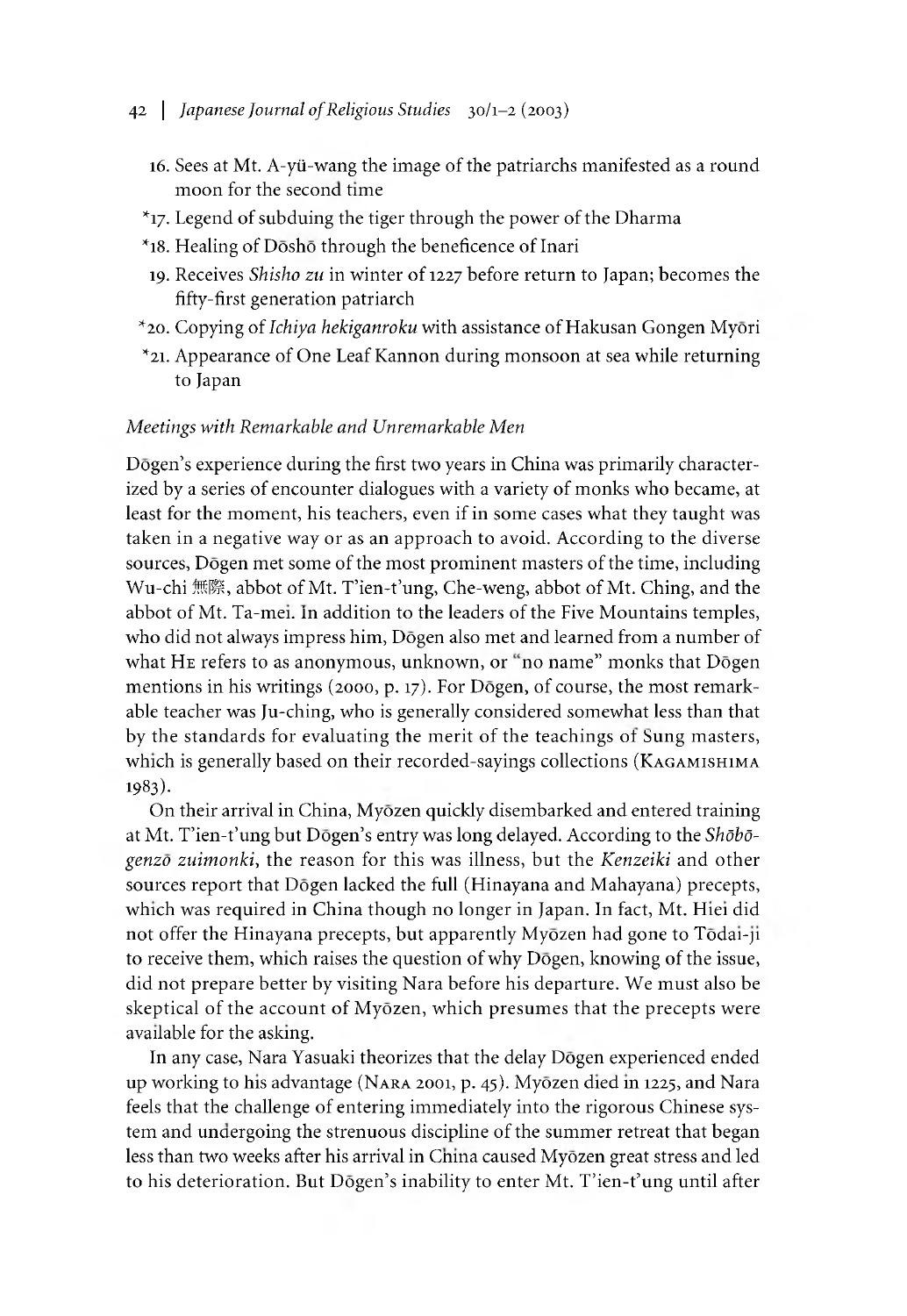16. Sees at Mt. A-yü-wang the image of the patriarchs manifested as a round moon for the second time
*17. Legend of subduing the tiger through the power of the Dharma
*18. Healing of Dōshō through the beneficence of Inari
19. Receives *Shisho zu* in winter of 1227 before return to Japan; becomes the fifty-first generation patriarch
*20. Copying of *Ichiya hekiganroku* with assistance of Hakusan Gongen Myōri
*21. Appearance of One Leaf Kannon during monsoon at sea while returning to Japan

### *Meetings with Remarkable and Unremarkable Men*

Dōgen's experience during the first two years in China was primarily characterized by a series of encounter dialogues with a variety of monks who became, at least for the moment, his teachers, even if in some cases what they taught was taken in a negative way or as an approach to avoid. According to the diverse sources, Dōgen met some of the most prominent masters of the time, including Wu-chi 無際, abbot of Mt. T'ien-t'ung, Che-weng, abbot of Mt. Ching, and the abbot of Mt. Ta-mei. In addition to the leaders of the Five Mountains temples, who did not always impress him, Dōgen also met and learned from a number of what He refers to as anonymous, unknown, or "no name" monks that Dōgen mentions in his writings (2000, p. 17). For Dōgen, of course, the most remarkable teacher was Ju-ching, who is generally considered somewhat less than that by the standards for evaluating the merit of the teachings of Sung masters, which is generally based on their recorded-sayings collections (Kagamishima 1983).

On their arrival in China, Myōzen quickly disembarked and entered training at Mt. T'ien-t'ung but Dōgen's entry was long delayed. According to the *Shōbōgenzō zuimonki*, the reason for this was illness, but the *Kenzeiki* and other sources report that Dōgen lacked the full (Hinayana and Mahayana) precepts, which was required in China though no longer in Japan. In fact, Mt. Hiei did not offer the Hinayana precepts, but apparently Myōzen had gone to Tōdai-ji to receive them, which raises the question of why Dōgen, knowing of the issue, did not prepare better by visiting Nara before his departure. We must also be skeptical of the account of Myōzen, which presumes that the precepts were available for the asking.

In any case, Nara Yasuaki theorizes that the delay Dōgen experienced ended up working to his advantage (Nara 2001, p. 45). Myōzen died in 1225, and Nara feels that the challenge of entering immediately into the rigorous Chinese system and undergoing the strenuous discipline of the summer retreat that began less than two weeks after his arrival in China caused Myōzen great stress and led to his deterioration. But Dōgen's inability to enter Mt. T'ien-t'ung until after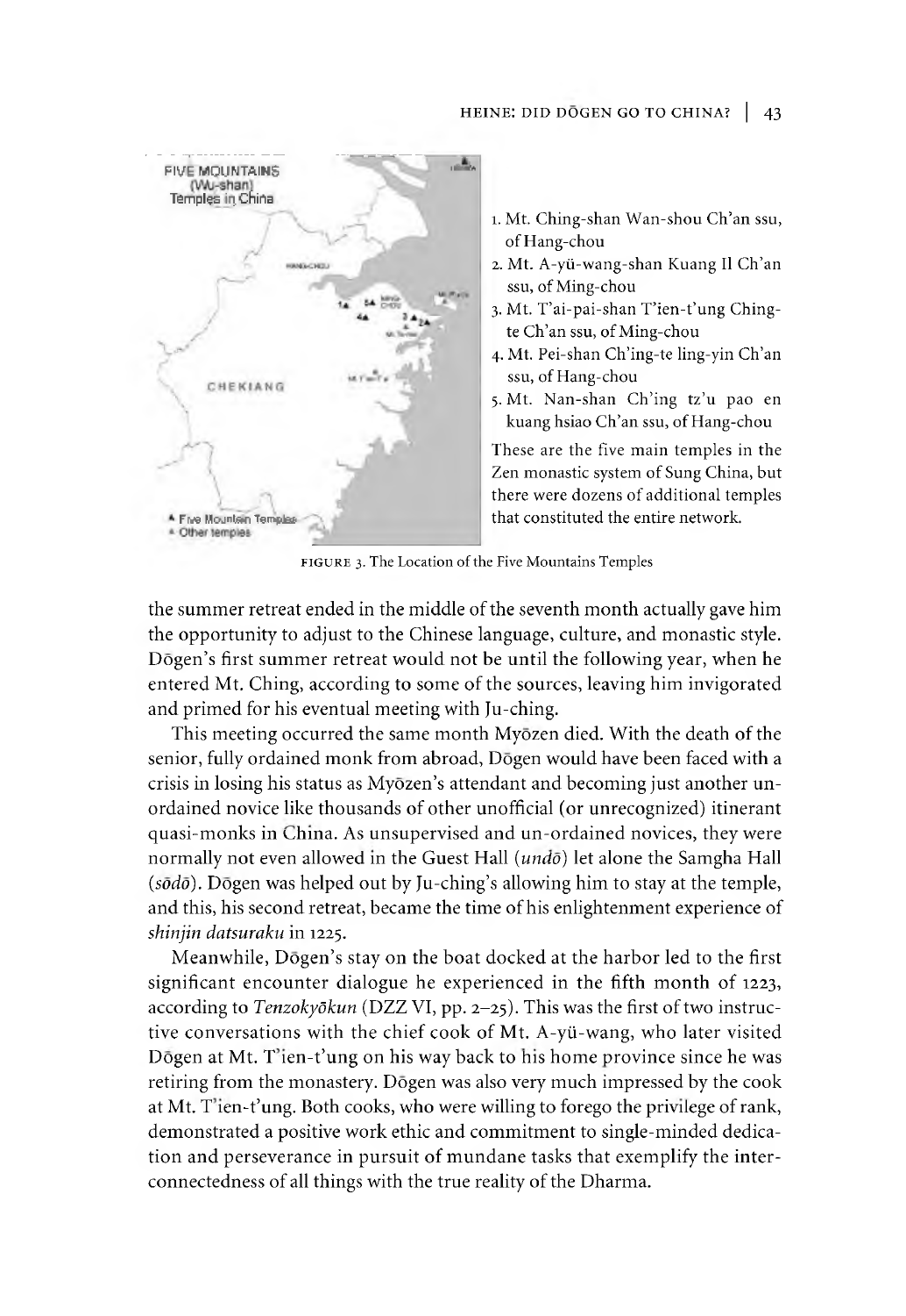1. Mt. Ching-shan Wan-shou Ch'an ssu, of Hang-chou
2. Mt. A-yü-wang-shan Kuang Il Ch'an ssu, of Ming-chou
3. Mt. T'ai-pai-shan T'ien-t'ung Ching-te Ch'an ssu, of Ming-chou
4. Mt. Pei-shan Ch'ing-te ling-yin Ch'an ssu, of Hang-chou
5. Mt. Nan-shan Ch'ing tz'u pao en kuang hsiao Ch'an ssu, of Hang-chou

These are the five main temples in the Zen monastic system of Sung China, but there were dozens of additional temples that constituted the entire network.

FIGURE 3. The Location of the Five Mountains Temples

the summer retreat ended in the middle of the seventh month actually gave him the opportunity to adjust to the Chinese language, culture, and monastic style. Dōgen's first summer retreat would not be until the following year, when he entered Mt. Ching, according to some of the sources, leaving him invigorated and primed for his eventual meeting with Ju-ching.

This meeting occurred the same month Myōzen died. With the death of the senior, fully ordained monk from abroad, Dōgen would have been faced with a crisis in losing his status as Myōzen's attendant and becoming just another un-ordained novice like thousands of other unofficial (or unrecognized) itinerant quasi-monks in China. As unsupervised and un-ordained novices, they were normally not even allowed in the Guest Hall (*undō*) let alone the Samgha Hall (*sōdō*). Dōgen was helped out by Ju-ching's allowing him to stay at the temple, and this, his second retreat, became the time of his enlightenment experience of *shinjin datsuraku* in 1225.

Meanwhile, Dōgen's stay on the boat docked at the harbor led to the first significant encounter dialogue he experienced in the fifth month of 1223, according to *Tenzokyōkun* (DZZ VI, pp. 2–25). This was the first of two instructive conversations with the chief cook of Mt. A-yü-wang, who later visited Dōgen at Mt. T'ien-t'ung on his way back to his home province since he was retiring from the monastery. Dōgen was also very much impressed by the cook at Mt. T'ien-t'ung. Both cooks, who were willing to forego the privilege of rank, demonstrated a positive work ethic and commitment to single-minded dedication and perseverance in pursuit of mundane tasks that exemplify the interconnectedness of all things with the true reality of the Dharma.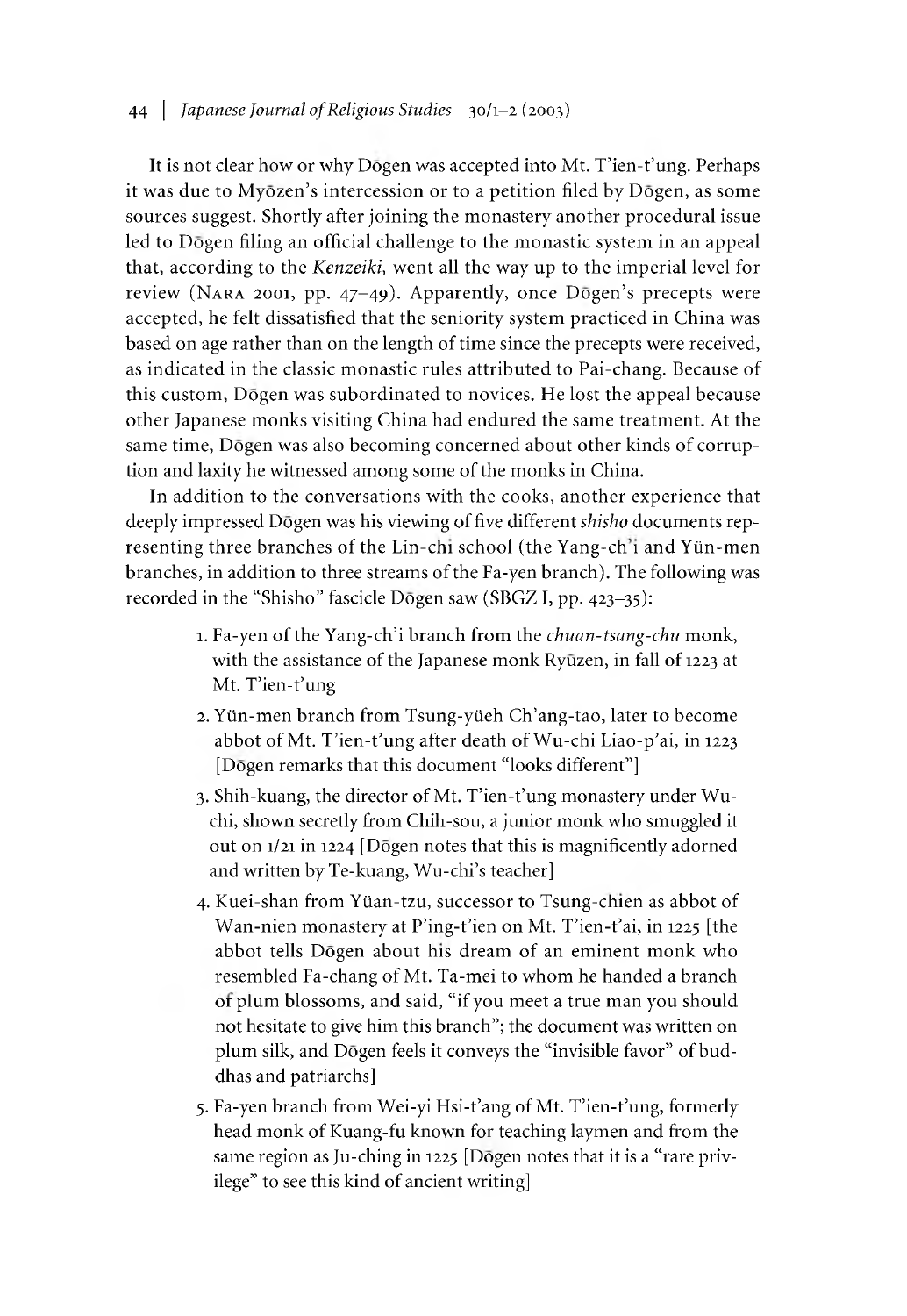It is not clear how or why Dōgen was accepted into Mt. T'ien-t'ung. Perhaps it was due to Myōzen's intercession or to a petition filed by Dōgen, as some sources suggest. Shortly after joining the monastery another procedural issue led to Dōgen filing an official challenge to the monastic system in an appeal that, according to the *Kenzeiki*, went all the way up to the imperial level for review (NARA 2001, pp. 47–49). Apparently, once Dōgen's precepts were accepted, he felt dissatisfied that the seniority system practiced in China was based on age rather than on the length of time since the precepts were received, as indicated in the classic monastic rules attributed to Pai-chang. Because of this custom, Dōgen was subordinated to novices. He lost the appeal because other Japanese monks visiting China had endured the same treatment. At the same time, Dōgen was also becoming concerned about other kinds of corruption and laxity he witnessed among some of the monks in China.

In addition to the conversations with the cooks, another experience that deeply impressed Dōgen was his viewing of five different *shisho* documents representing three branches of the Lin-chi school (the Yang-ch'i and Yün-men branches, in addition to three streams of the Fa-yen branch). The following was recorded in the "Shisho" fascicle Dōgen saw (SBGZ I, pp. 423–35):

1. Fa-yen of the Yang-ch'i branch from the *chuan-tsang-chu* monk, with the assistance of the Japanese monk Ryūzen, in fall of 1223 at Mt. T'ien-t'ung
2. Yün-men branch from Tsung-yüeh Ch'ang-tao, later to become abbot of Mt. T'ien-t'ung after death of Wu-chi Liao-p'ai, in 1223 [Dōgen remarks that this document "looks different"]
3. Shih-kuang, the director of Mt. T'ien-t'ung monastery under Wu-chi, shown secretly from Chih-sou, a junior monk who smuggled it out on 1/21 in 1224 [Dōgen notes that this is magnificently adorned and written by Te-kuang, Wu-chi's teacher]
4. Kuei-shan from Yüan-tzu, successor to Tsung-chien as abbot of Wan-nien monastery at P'ing-t'ien on Mt. T'ien-t'ai, in 1225 [the abbot tells Dōgen about his dream of an eminent monk who resembled Fa-chang of Mt. Ta-mei to whom he handed a branch of plum blossoms, and said, "if you meet a true man you should not hesitate to give him this branch"; the document was written on plum silk, and Dōgen feels it conveys the "invisible favor" of buddhas and patriarchs]
5. Fa-yen branch from Wei-yi Hsi-t'ang of Mt. T'ien-t'ung, formerly head monk of Kuang-fu known for teaching laymen and from the same region as Ju-ching in 1225 [Dōgen notes that it is a "rare privilege" to see this kind of ancient writing]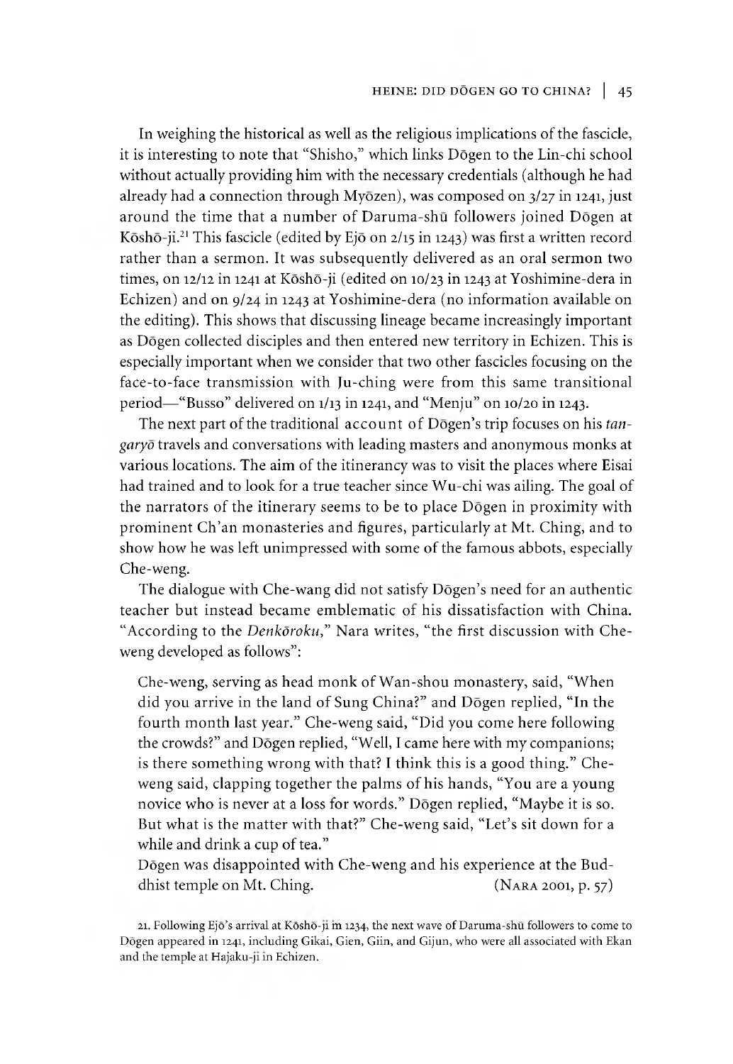In weighing the historical as well as the religious implications of the fascicle, it is interesting to note that "Shisho," which links Dōgen to the Lin-chi school without actually providing him with the necessary credentials (although he had already had a connection through Myōzen), was composed on 3/27 in 1241, just around the time that a number of Daruma-shū followers joined Dōgen at Kōshō-ji.[21] This fascicle (edited by Ejō on 2/15 in 1243) was first a written record rather than a sermon. It was subsequently delivered as an oral sermon two times, on 12/12 in 1241 at Kōshō-ji (edited on 10/23 in 1243 at Yoshimine-dera in Echizen) and on 9/24 in 1243 at Yoshimine-dera (no information available on the editing). This shows that discussing lineage became increasingly important as Dōgen collected disciples and then entered new territory in Echizen. This is especially important when we consider that two other fascicles focusing on the face-to-face transmission with Ju-ching were from this same transitional period—"Busso" delivered on 1/13 in 1241, and "Menju" on 10/20 in 1243.

The next part of the traditional account of Dōgen's trip focuses on his *tangaryō* travels and conversations with leading masters and anonymous monks at various locations. The aim of the itinerancy was to visit the places where Eisai had trained and to look for a true teacher since Wu-chi was ailing. The goal of the narrators of the itinerary seems to be to place Dōgen in proximity with prominent Ch'an monasteries and figures, particularly at Mt. Ching, and to show how he was left unimpressed with some of the famous abbots, especially Che-weng.

The dialogue with Che-wang did not satisfy Dōgen's need for an authentic teacher but instead became emblematic of his dissatisfaction with China. "According to the *Denkōroku*," Nara writes, "the first discussion with Che-weng developed as follows":

> Che-weng, serving as head monk of Wan-shou monastery, said, "When did you arrive in the land of Sung China?" and Dōgen replied, "In the fourth month last year." Che-weng said, "Did you come here following the crowds?" and Dōgen replied, "Well, I came here with my companions; is there something wrong with that? I think this is a good thing." Che-weng said, clapping together the palms of his hands, "You are a young novice who is never at a loss for words." Dōgen replied, "Maybe it is so. But what is the matter with that?" Che-weng said, "Let's sit down for a while and drink a cup of tea."
>
> Dōgen was disappointed with Che-weng and his experience at the Buddhist temple on Mt. Ching. (Nara 2001, p. 57)

21. Following Ejō's arrival at Kōshō-ji in 1234, the next wave of Daruma-shū followers to come to Dōgen appeared in 1241, including Gikai, Gien, Giin, and Gijun, who were all associated with Ekan and the temple at Hajaku-ji in Echizen.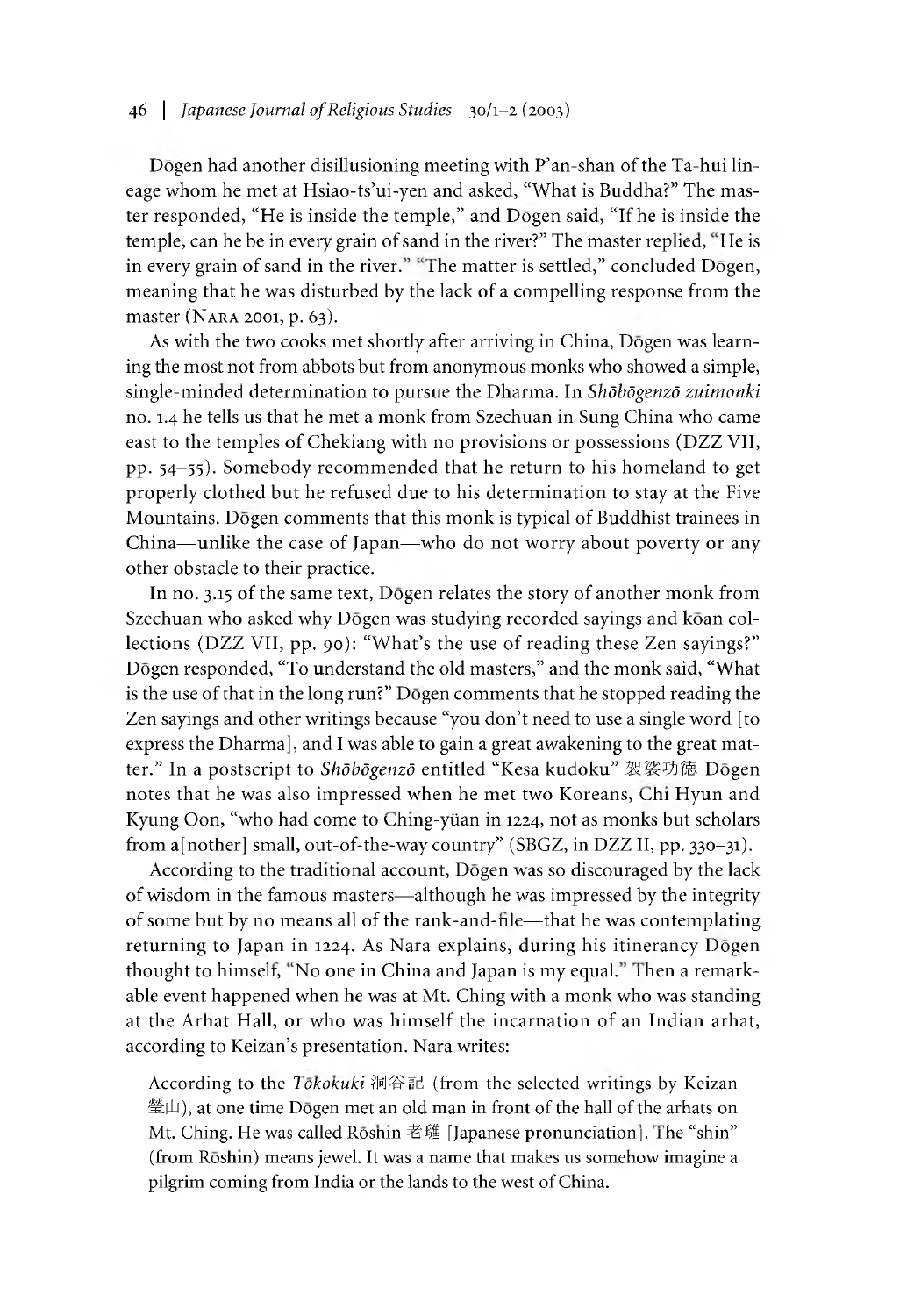Dōgen had another disillusioning meeting with P'an-shan of the Ta-hui lineage whom he met at Hsiao-ts'ui-yen and asked, "What is Buddha?" The master responded, "He is inside the temple," and Dōgen said, "If he is inside the temple, can he be in every grain of sand in the river?" The master replied, "He is in every grain of sand in the river." "The matter is settled," concluded Dōgen, meaning that he was disturbed by the lack of a compelling response from the master (Nara 2001, p. 63).

As with the two cooks met shortly after arriving in China, Dōgen was learning the most not from abbots but from anonymous monks who showed a simple, single-minded determination to pursue the Dharma. In *Shōbōgenzō zuimonki* no. 1.4 he tells us that he met a monk from Szechuan in Sung China who came east to the temples of Chekiang with no provisions or possessions (DZZ VII, pp. 54–55). Somebody recommended that he return to his homeland to get properly clothed but he refused due to his determination to stay at the Five Mountains. Dōgen comments that this monk is typical of Buddhist trainees in China—unlike the case of Japan—who do not worry about poverty or any other obstacle to their practice.

In no. 3.15 of the same text, Dōgen relates the story of another monk from Szechuan who asked why Dōgen was studying recorded sayings and kōan collections (DZZ VII, pp. 90): "What's the use of reading these Zen sayings?" Dōgen responded, "To understand the old masters," and the monk said, "What is the use of that in the long run?" Dōgen comments that he stopped reading the Zen sayings and other writings because "you don't need to use a single word [to express the Dharma], and I was able to gain a great awakening to the great matter." In a postscript to *Shōbōgenzō* entitled "Kesa kudoku" 袈裟功徳 Dōgen notes that he was also impressed when he met two Koreans, Chi Hyun and Kyung Oon, "who had come to Ching-yüan in 1224, not as monks but scholars from a[nother] small, out-of-the-way country" (SBGZ, in DZZ II, pp. 330–31).

According to the traditional account, Dōgen was so discouraged by the lack of wisdom in the famous masters—although he was impressed by the integrity of some but by no means all of the rank-and-file—that he was contemplating returning to Japan in 1224. As Nara explains, during his itinerancy Dōgen thought to himself, "No one in China and Japan is my equal." Then a remarkable event happened when he was at Mt. Ching with a monk who was standing at the Arhat Hall, or who was himself the incarnation of an Indian arhat, according to Keizan's presentation. Nara writes:

> According to the *Tōkokuki* 洞谷記 (from the selected writings by Keizan 瑩山), at one time Dōgen met an old man in front of the hall of the arhats on Mt. Ching. He was called Rōshin 老璡 [Japanese pronunciation]. The "shin" (from Rōshin) means jewel. It was a name that makes us somehow imagine a pilgrim coming from India or the lands to the west of China.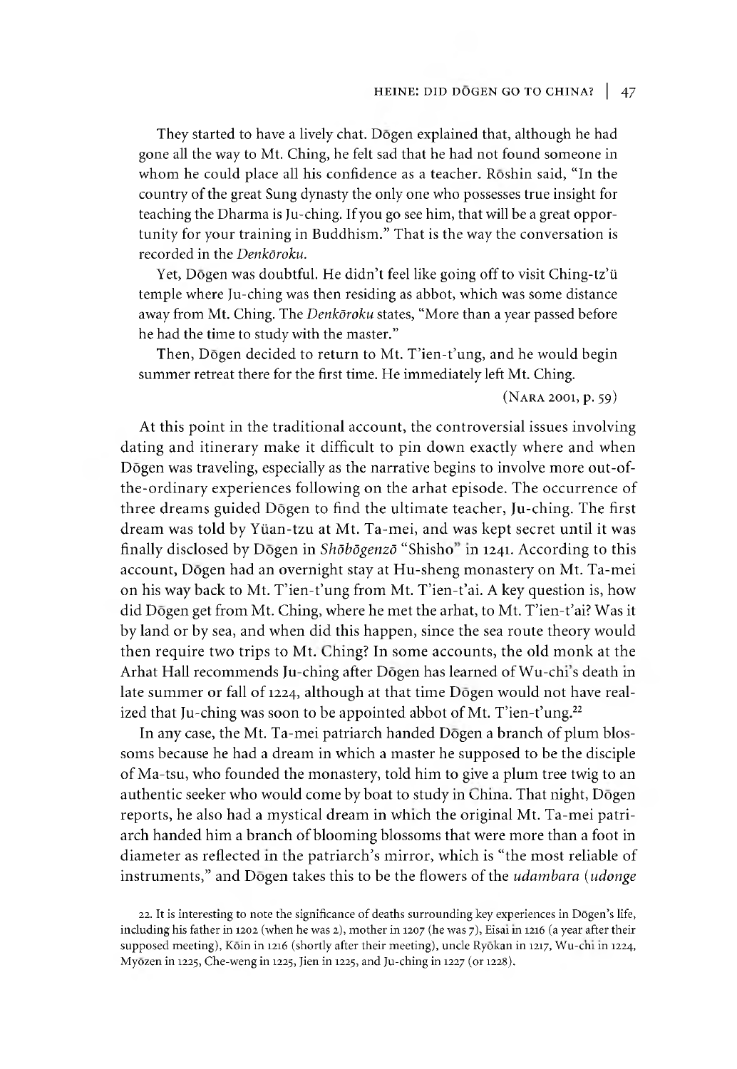They started to have a lively chat. Dōgen explained that, although he had gone all the way to Mt. Ching, he felt sad that he had not found someone in whom he could place all his confidence as a teacher. Rōshin said, "In the country of the great Sung dynasty the only one who possesses true insight for teaching the Dharma is Ju-ching. If you go see him, that will be a great opportunity for your training in Buddhism." That is the way the conversation is recorded in the *Denkōroku*.

Yet, Dōgen was doubtful. He didn't feel like going off to visit Ching-tz'ü temple where Ju-ching was then residing as abbot, which was some distance away from Mt. Ching. The *Denkōroku* states, "More than a year passed before he had the time to study with the master."

Then, Dōgen decided to return to Mt. T'ien-t'ung, and he would begin summer retreat there for the first time. He immediately left Mt. Ching.

(Nara 2001, p. 59)

At this point in the traditional account, the controversial issues involving dating and itinerary make it difficult to pin down exactly where and when Dōgen was traveling, especially as the narrative begins to involve more out-of-the-ordinary experiences following on the arhat episode. The occurrence of three dreams guided Dōgen to find the ultimate teacher, Ju-ching. The first dream was told by Yüan-tzu at Mt. Ta-mei, and was kept secret until it was finally disclosed by Dōgen in *Shōbōgenzō* "Shisho" in 1241. According to this account, Dōgen had an overnight stay at Hu-sheng monastery on Mt. Ta-mei on his way back to Mt. T'ien-t'ung from Mt. T'ien-t'ai. A key question is, how did Dōgen get from Mt. Ching, where he met the arhat, to Mt. T'ien-t'ai? Was it by land or by sea, and when did this happen, since the sea route theory would then require two trips to Mt. Ching? In some accounts, the old monk at the Arhat Hall recommends Ju-ching after Dōgen has learned of Wu-chi's death in late summer or fall of 1224, although at that time Dōgen would not have realized that Ju-ching was soon to be appointed abbot of Mt. T'ien-t'ung.[22]

In any case, the Mt. Ta-mei patriarch handed Dōgen a branch of plum blossoms because he had a dream in which a master he supposed to be the disciple of Ma-tsu, who founded the monastery, told him to give a plum tree twig to an authentic seeker who would come by boat to study in China. That night, Dōgen reports, he also had a mystical dream in which the original Mt. Ta-mei patriarch handed him a branch of blooming blossoms that were more than a foot in diameter as reflected in the patriarch's mirror, which is "the most reliable of instruments," and Dōgen takes this to be the flowers of the *udambara* (*udonge*

22. It is interesting to note the significance of deaths surrounding key experiences in Dōgen's life, including his father in 1202 (when he was 2), mother in 1207 (he was 7), Eisai in 1216 (a year after their supposed meeting), Kōin in 1216 (shortly after their meeting), uncle Ryōkan in 1217, Wu-chi in 1224, Myōzen in 1225, Che-weng in 1225, Jien in 1225, and Ju-ching in 1227 (or 1228).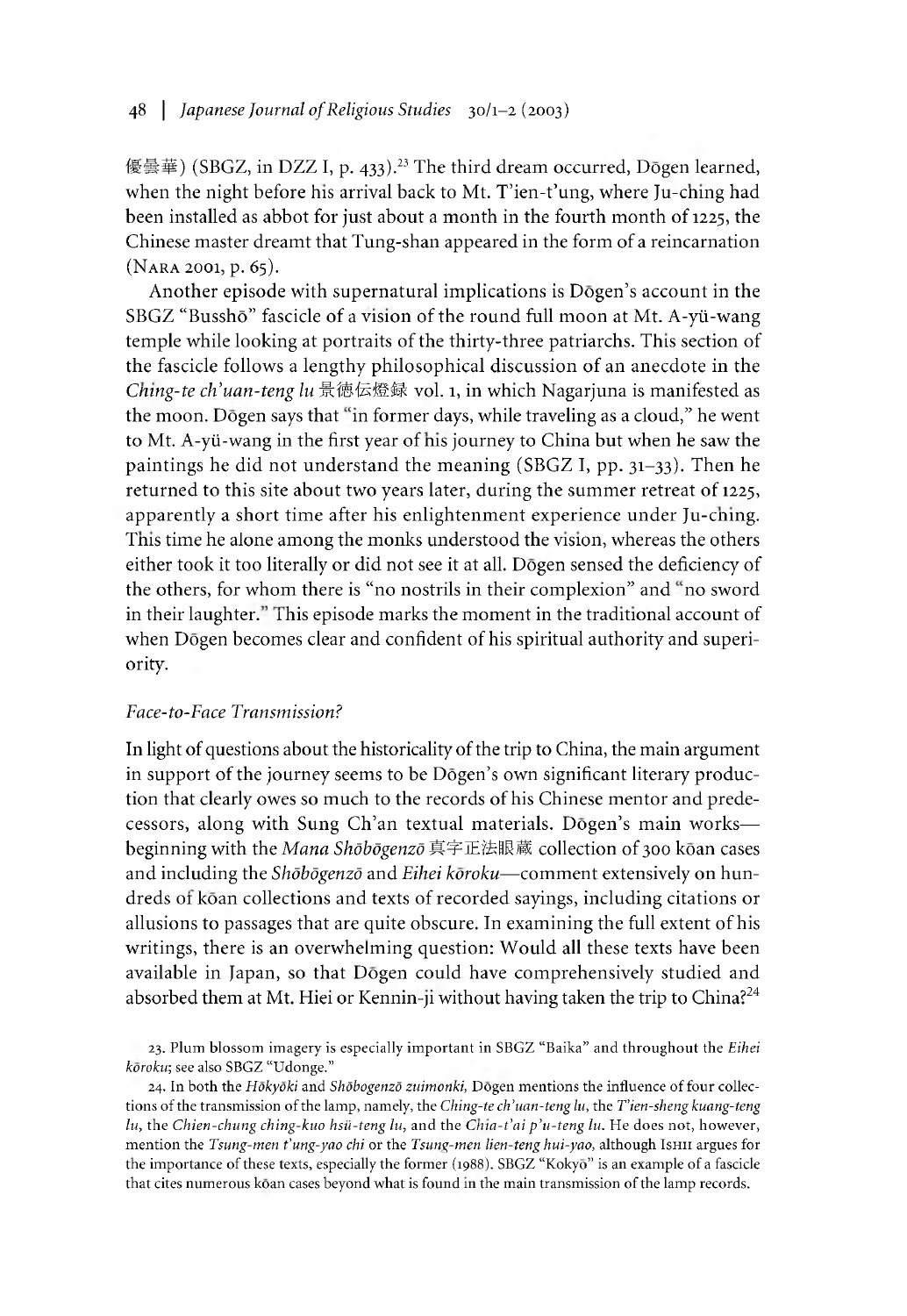優曇華) (SBGZ, in DZZ I, p. 433).[23] The third dream occurred, Dōgen learned, when the night before his arrival back to Mt. T'ien-t'ung, where Ju-ching had been installed as abbot for just about a month in the fourth month of 1225, the Chinese master dreamt that Tung-shan appeared in the form of a reincarnation (Nara 2001, p. 65).

Another episode with supernatural implications is Dōgen's account in the SBGZ "Busshō" fascicle of a vision of the round full moon at Mt. A-yü-wang temple while looking at portraits of the thirty-three patriarchs. This section of the fascicle follows a lengthy philosophical discussion of an anecdote in the *Ching-te ch'uan-teng lu* 景徳伝燈録 vol. 1, in which Nagarjuna is manifested as the moon. Dōgen says that "in former days, while traveling as a cloud," he went to Mt. A-yü-wang in the first year of his journey to China but when he saw the paintings he did not understand the meaning (SBGZ I, pp. 31–33). Then he returned to this site about two years later, during the summer retreat of 1225, apparently a short time after his enlightenment experience under Ju-ching. This time he alone among the monks understood the vision, whereas the others either took it too literally or did not see it at all. Dōgen sensed the deficiency of the others, for whom there is "no nostrils in their complexion" and "no sword in their laughter." This episode marks the moment in the traditional account of when Dōgen becomes clear and confident of his spiritual authority and superiority.

### *Face-to-Face Transmission?*

In light of questions about the historicality of the trip to China, the main argument in support of the journey seems to be Dōgen's own significant literary production that clearly owes so much to the records of his Chinese mentor and predecessors, along with Sung Ch'an textual materials. Dōgen's main works—beginning with the *Mana Shōbōgenzō* 真字正法眼蔵 collection of 300 kōan cases and including the *Shōbōgenzō* and *Eihei kōroku*—comment extensively on hundreds of kōan collections and texts of recorded sayings, including citations or allusions to passages that are quite obscure. In examining the full extent of his writings, there is an overwhelming question: Would all these texts have been available in Japan, so that Dōgen could have comprehensively studied and absorbed them at Mt. Hiei or Kennin-ji without having taken the trip to China?[24]

23. Plum blossom imagery is especially important in SBGZ "Baika" and throughout the *Eihei kōroku*; see also SBGZ "Udonge."

24. In both the *Hōkyōki* and *Shōbogenzō zuimonki*, Dōgen mentions the influence of four collections of the transmission of the lamp, namely, the *Ching-te ch'uan-teng lu*, the *T'ien-sheng kuang-teng lu*, the *Chien-chung ching-kuo hsü-teng lu*, and the *Chia-t'ai p'u-teng lu*. He does not, however, mention the *Tsung-men t'ung-yao chi* or the *Tsung-men lien-teng hui-yao*, although Ishii argues for the importance of these texts, especially the former (1988). SBGZ "Kokyō" is an example of a fascicle that cites numerous kōan cases beyond what is found in the main transmission of the lamp records.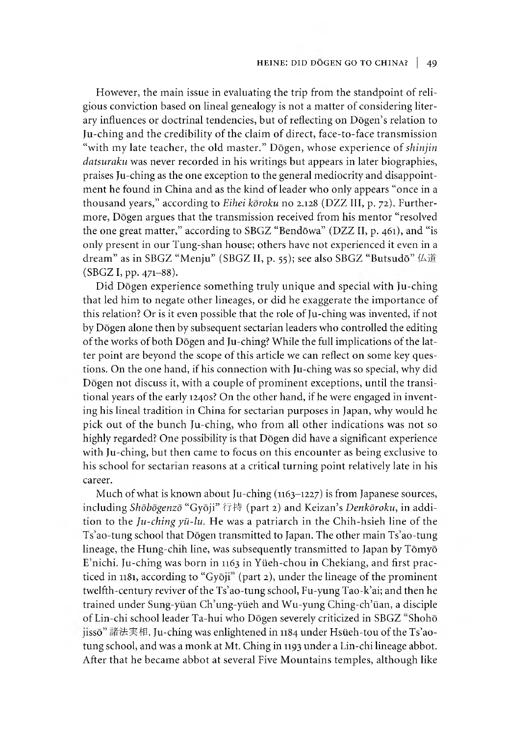However, the main issue in evaluating the trip from the standpoint of religious conviction based on lineal genealogy is not a matter of considering literary influences or doctrinal tendencies, but of reflecting on Dōgen's relation to Ju-ching and the credibility of the claim of direct, face-to-face transmission "with my late teacher, the old master." Dōgen, whose experience of *shinjin datsuraku* was never recorded in his writings but appears in later biographies, praises Ju-ching as the one exception to the general mediocrity and disappointment he found in China and as the kind of leader who only appears "once in a thousand years," according to *Eihei kōroku* no 2.128 (DZZ III, p. 72). Furthermore, Dōgen argues that the transmission received from his mentor "resolved the one great matter," according to SBGZ "Bendōwa" (DZZ II, p. 461), and "is only present in our Tung-shan house; others have not experienced it even in a dream" as in SBGZ "Menju" (SBGZ II, p. 55); see also SBGZ "Butsudō" 仏道 (SBGZ I, pp. 471–88).

Did Dōgen experience something truly unique and special with Ju-ching that led him to negate other lineages, or did he exaggerate the importance of this relation? Or is it even possible that the role of Ju-ching was invented, if not by Dōgen alone then by subsequent sectarian leaders who controlled the editing of the works of both Dōgen and Ju-ching? While the full implications of the latter point are beyond the scope of this article we can reflect on some key questions. On the one hand, if his connection with Ju-ching was so special, why did Dōgen not discuss it, with a couple of prominent exceptions, until the transitional years of the early 1240s? On the other hand, if he were engaged in inventing his lineal tradition in China for sectarian purposes in Japan, why would he pick out of the bunch Ju-ching, who from all other indications was not so highly regarded? One possibility is that Dōgen did have a significant experience with Ju-ching, but then came to focus on this encounter as being exclusive to his school for sectarian reasons at a critical turning point relatively late in his career.

Much of what is known about Ju-ching (1163–1227) is from Japanese sources, including *Shōbōgenzō* "Gyōji" 行持 (part 2) and Keizan's *Denkōroku*, in addition to the *Ju-ching yü-lu.* He was a patriarch in the Chih-hsieh line of the Ts'ao-tung school that Dōgen transmitted to Japan. The other main Ts'ao-tung lineage, the Hung-chih line, was subsequently transmitted to Japan by Tōmyō E'nichi. Ju-ching was born in 1163 in Yüeh-chou in Chekiang, and first practiced in 1181, according to "Gyōji" (part 2), under the lineage of the prominent twelfth-century reviver of the Ts'ao-tung school, Fu-yung Tao-k'ai; and then he trained under Sung-yüan Ch'ung-yüeh and Wu-yung Ching-ch'üan, a disciple of Lin-chi school leader Ta-hui who Dōgen severely criticized in SBGZ "Shohō jissō" 諸法実相. Ju-ching was enlightened in 1184 under Hsüeh-tou of the Ts'ao-tung school, and was a monk at Mt. Ching in 1193 under a Lin-chi lineage abbot. After that he became abbot at several Five Mountains temples, although like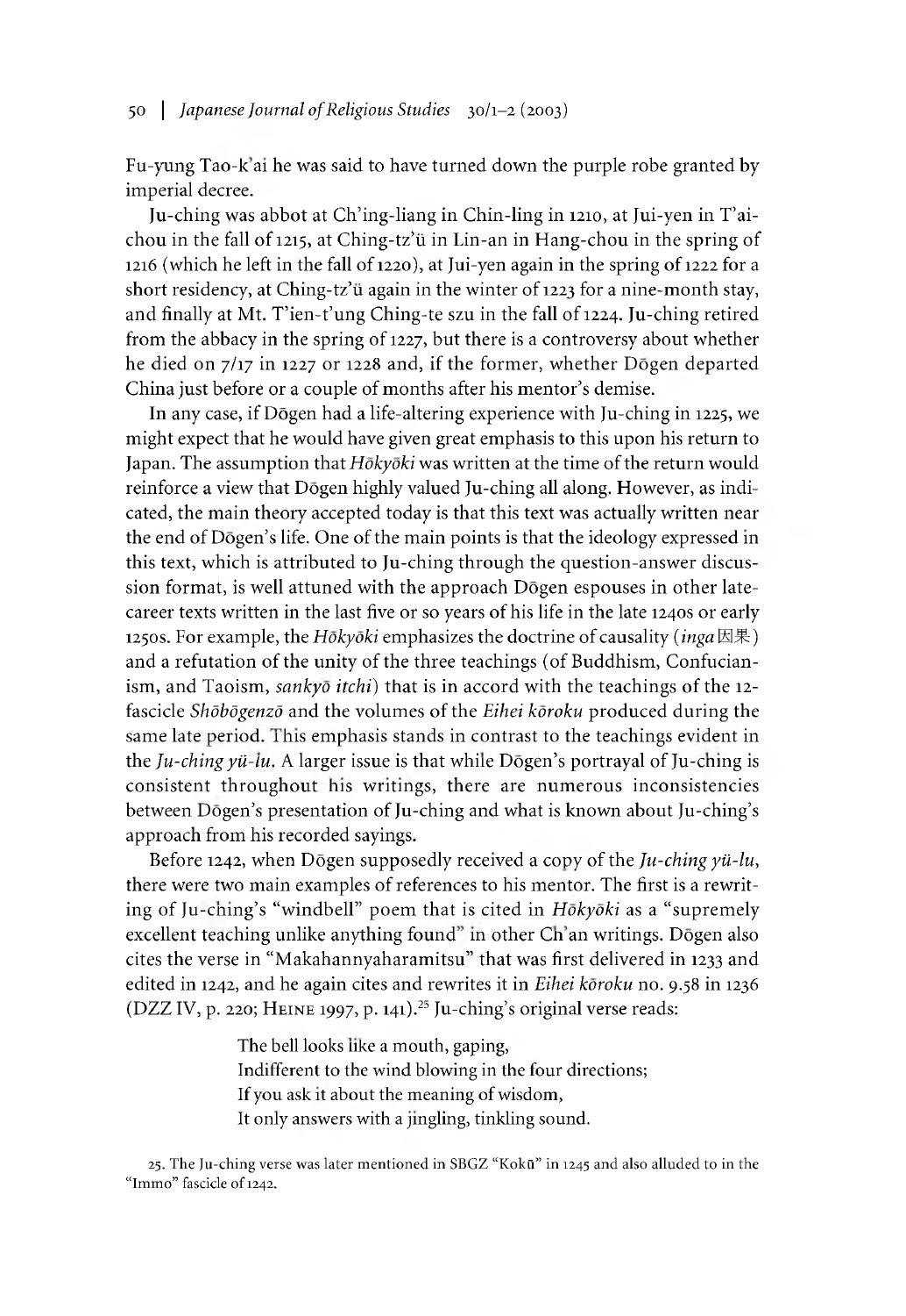Fu-yung Tao-k'ai he was said to have turned down the purple robe granted by imperial decree.

Ju-ching was abbot at Ch'ing-liang in Chin-ling in 1210, at Jui-yen in T'ai-chou in the fall of 1215, at Ching-tz'ü in Lin-an in Hang-chou in the spring of 1216 (which he left in the fall of 1220), at Jui-yen again in the spring of 1222 for a short residency, at Ching-tz'ü again in the winter of 1223 for a nine-month stay, and finally at Mt. T'ien-t'ung Ching-te szu in the fall of 1224. Ju-ching retired from the abbacy in the spring of 1227, but there is a controversy about whether he died on 7/17 in 1227 or 1228 and, if the former, whether Dōgen departed China just before or a couple of months after his mentor's demise.

In any case, if Dōgen had a life-altering experience with Ju-ching in 1225, we might expect that he would have given great emphasis to this upon his return to Japan. The assumption that *Hōkyōki* was written at the time of the return would reinforce a view that Dōgen highly valued Ju-ching all along. However, as indicated, the main theory accepted today is that this text was actually written near the end of Dōgen's life. One of the main points is that the ideology expressed in this text, which is attributed to Ju-ching through the question-answer discussion format, is well attuned with the approach Dōgen espouses in other late-career texts written in the last five or so years of his life in the late 1240s or early 1250s. For example, the *Hōkyōki* emphasizes the doctrine of causality (*inga* 因果) and a refutation of the unity of the three teachings (of Buddhism, Confucianism, and Taoism, *sankyō itchi*) that is in accord with the teachings of the 12-fascicle *Shōbōgenzō* and the volumes of the *Eihei kōroku* produced during the same late period. This emphasis stands in contrast to the teachings evident in the *Ju-ching yü-lu*. A larger issue is that while Dōgen's portrayal of Ju-ching is consistent throughout his writings, there are numerous inconsistencies between Dōgen's presentation of Ju-ching and what is known about Ju-ching's approach from his recorded sayings.

Before 1242, when Dōgen supposedly received a copy of the *Ju-ching yü-lu*, there were two main examples of references to his mentor. The first is a rewriting of Ju-ching's "windbell" poem that is cited in *Hōkyōki* as a "supremely excellent teaching unlike anything found" in other Ch'an writings. Dōgen also cites the verse in "Makahannyaharamitsu" that was first delivered in 1233 and edited in 1242, and he again cites and rewrites it in *Eihei kōroku* no. 9.58 in 1236 (DZZ IV, p. 220; Heine 1997, p. 141).[25] Ju-ching's original verse reads:

> The bell looks like a mouth, gaping,
> Indifferent to the wind blowing in the four directions;
> If you ask it about the meaning of wisdom,
> It only answers with a jingling, tinkling sound.

25. The Ju-ching verse was later mentioned in SBGZ "Kokū" in 1245 and also alluded to in the "Immo" fascicle of 1242.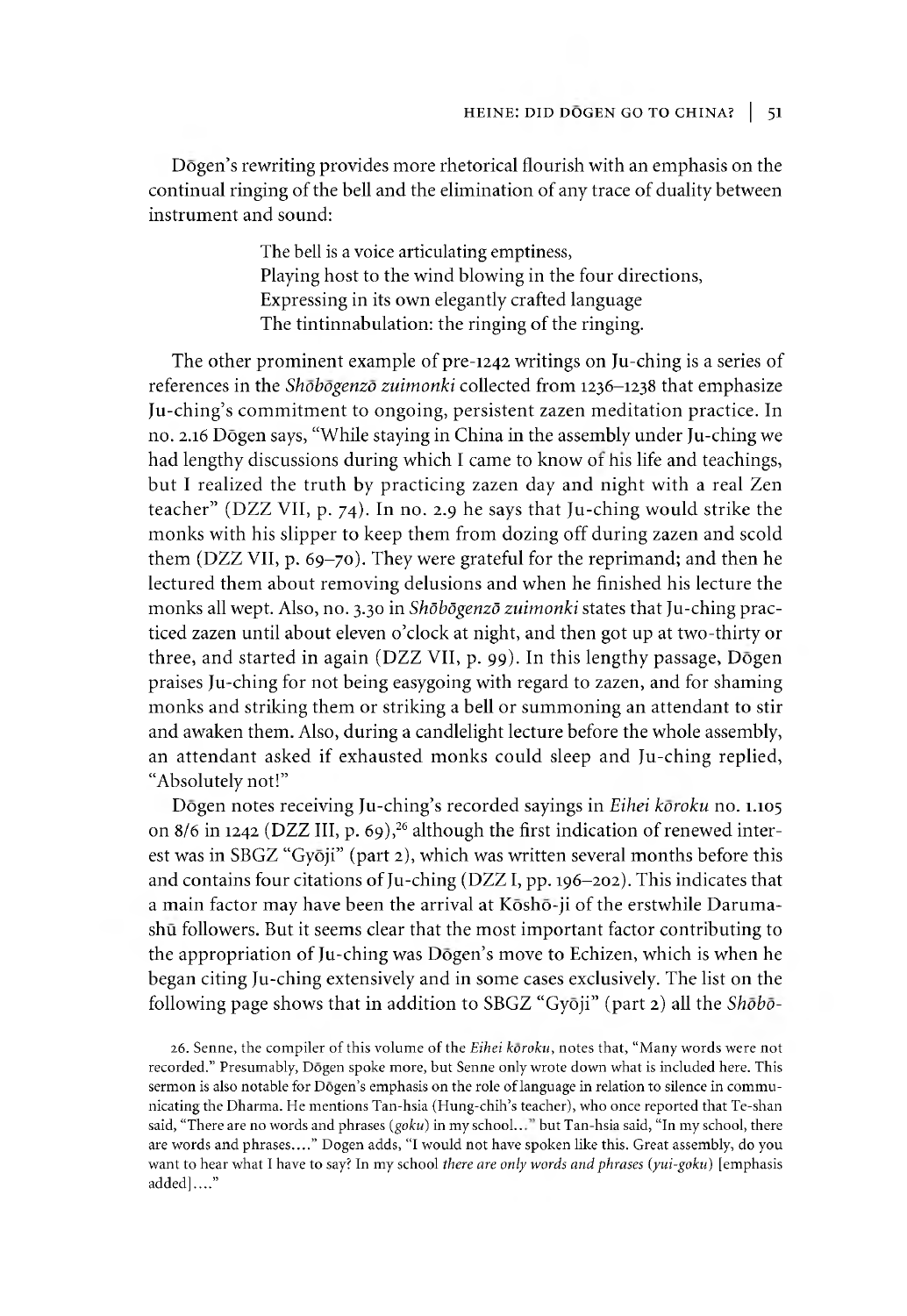Dōgen's rewriting provides more rhetorical flourish with an emphasis on the continual ringing of the bell and the elimination of any trace of duality between instrument and sound:

> The bell is a voice articulating emptiness,
> Playing host to the wind blowing in the four directions,
> Expressing in its own elegantly crafted language
> The tintinnabulation: the ringing of the ringing.

The other prominent example of pre-1242 writings on Ju-ching is a series of references in the *Shōbōgenzō zuimonki* collected from 1236–1238 that emphasize Ju-ching's commitment to ongoing, persistent zazen meditation practice. In no. 2.16 Dōgen says, "While staying in China in the assembly under Ju-ching we had lengthy discussions during which I came to know of his life and teachings, but I realized the truth by practicing zazen day and night with a real Zen teacher" (DZZ VII, p. 74). In no. 2.9 he says that Ju-ching would strike the monks with his slipper to keep them from dozing off during zazen and scold them (DZZ VII, p. 69–70). They were grateful for the reprimand; and then he lectured them about removing delusions and when he finished his lecture the monks all wept. Also, no. 3.30 in *Shōbōgenzō zuimonki* states that Ju-ching practiced zazen until about eleven o'clock at night, and then got up at two-thirty or three, and started in again (DZZ VII, p. 99). In this lengthy passage, Dōgen praises Ju-ching for not being easygoing with regard to zazen, and for shaming monks and striking them or striking a bell or summoning an attendant to stir and awaken them. Also, during a candlelight lecture before the whole assembly, an attendant asked if exhausted monks could sleep and Ju-ching replied, "Absolutely not!"

Dōgen notes receiving Ju-ching's recorded sayings in *Eihei kōroku* no. 1.105 on 8/6 in 1242 (DZZ III, p. 69),[26] although the first indication of renewed interest was in SBGZ "Gyōji" (part 2), which was written several months before this and contains four citations of Ju-ching (DZZ I, pp. 196–202). This indicates that a main factor may have been the arrival at Kōshō-ji of the erstwhile Daruma-shū followers. But it seems clear that the most important factor contributing to the appropriation of Ju-ching was Dōgen's move to Echizen, which is when he began citing Ju-ching extensively and in some cases exclusively. The list on the following page shows that in addition to SBGZ "Gyōji" (part 2) all the *Shōbō-*

26. Senne, the compiler of this volume of the *Eihei kōroku*, notes that, "Many words were not recorded." Presumably, Dōgen spoke more, but Senne only wrote down what is included here. This sermon is also notable for Dōgen's emphasis on the role of language in relation to silence in communicating the Dharma. He mentions Tan-hsia (Hung-chih's teacher), who once reported that Te-shan said, "There are no words and phrases (*goku*) in my school..." but Tan-hsia said, "In my school, there are words and phrases...." Dogen adds, "I would not have spoken like this. Great assembly, do you want to hear what I have to say? In my school *there are only words and phrases* (*yui-goku*) [emphasis added]...."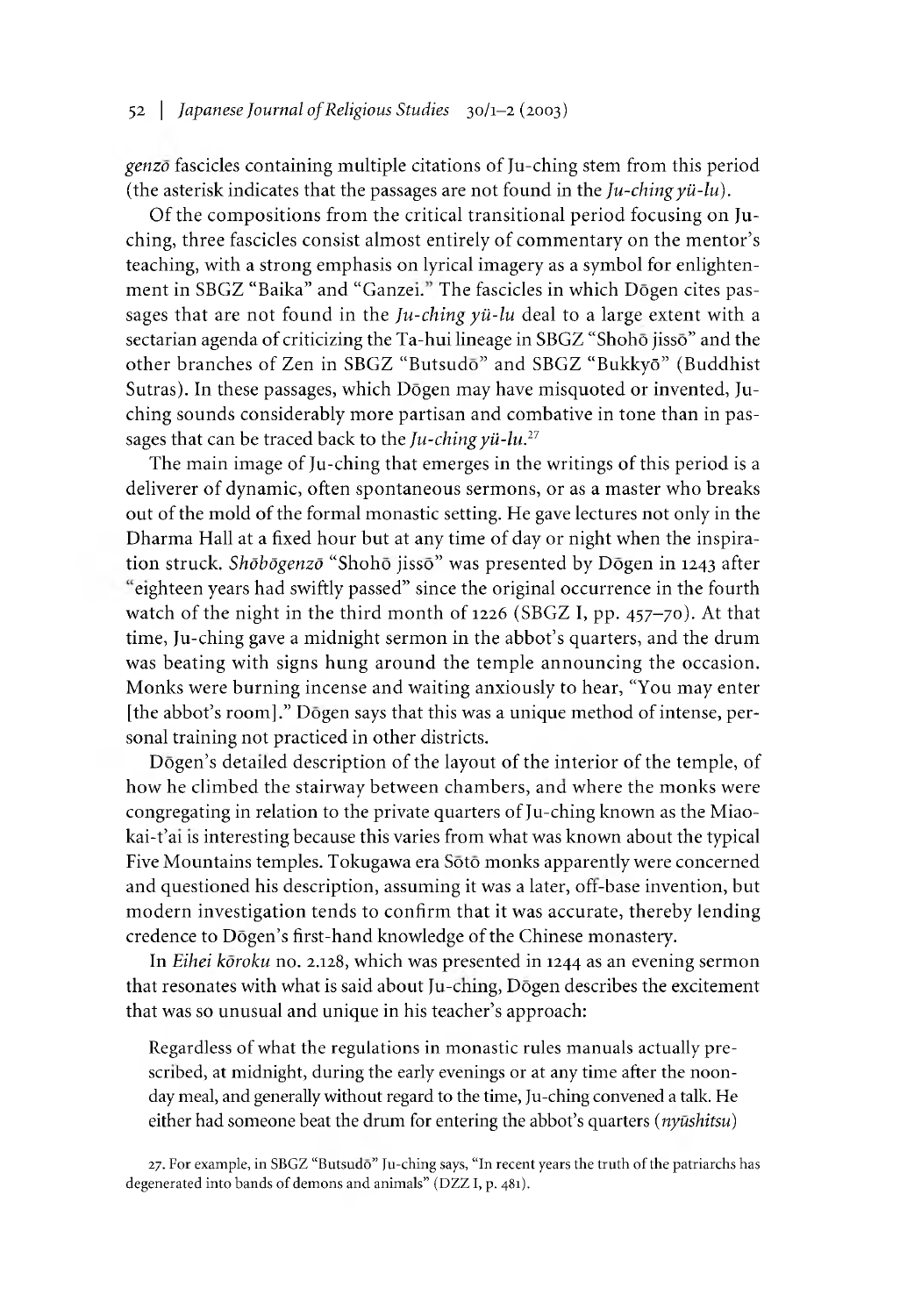*genzō* fascicles containing multiple citations of Ju-ching stem from this period (the asterisk indicates that the passages are not found in the *Ju-ching yü-lu*).

Of the compositions from the critical transitional period focusing on Ju-ching, three fascicles consist almost entirely of commentary on the mentor's teaching, with a strong emphasis on lyrical imagery as a symbol for enlightenment in SBGZ "Baika" and "Ganzei." The fascicles in which Dōgen cites passages that are not found in the *Ju-ching yü-lu* deal to a large extent with a sectarian agenda of criticizing the Ta-hui lineage in SBGZ "Shohō jissō" and the other branches of Zen in SBGZ "Butsudō" and SBGZ "Bukkyō" (Buddhist Sutras). In these passages, which Dōgen may have misquoted or invented, Ju-ching sounds considerably more partisan and combative in tone than in passages that can be traced back to the *Ju-ching yü-lu*.[27]

The main image of Ju-ching that emerges in the writings of this period is a deliverer of dynamic, often spontaneous sermons, or as a master who breaks out of the mold of the formal monastic setting. He gave lectures not only in the Dharma Hall at a fixed hour but at any time of day or night when the inspiration struck. *Shōbōgenzō* "Shohō jissō" was presented by Dōgen in 1243 after "eighteen years had swiftly passed" since the original occurrence in the fourth watch of the night in the third month of 1226 (SBGZ I, pp. 457–70). At that time, Ju-ching gave a midnight sermon in the abbot's quarters, and the drum was beating with signs hung around the temple announcing the occasion. Monks were burning incense and waiting anxiously to hear, "You may enter [the abbot's room]." Dōgen says that this was a unique method of intense, personal training not practiced in other districts.

Dōgen's detailed description of the layout of the interior of the temple, of how he climbed the stairway between chambers, and where the monks were congregating in relation to the private quarters of Ju-ching known as the Miao-kai-t'ai is interesting because this varies from what was known about the typical Five Mountains temples. Tokugawa era Sōtō monks apparently were concerned and questioned his description, assuming it was a later, off-base invention, but modern investigation tends to confirm that it was accurate, thereby lending credence to Dōgen's first-hand knowledge of the Chinese monastery.

In *Eihei kōroku* no. 2.128, which was presented in 1244 as an evening sermon that resonates with what is said about Ju-ching, Dōgen describes the excitement that was so unusual and unique in his teacher's approach:

> Regardless of what the regulations in monastic rules manuals actually prescribed, at midnight, during the early evenings or at any time after the noonday meal, and generally without regard to the time, Ju-ching convened a talk. He either had someone beat the drum for entering the abbot's quarters (*nyūshitsu*)

27. For example, in SBGZ "Butsudō" Ju-ching says, "In recent years the truth of the patriarchs has degenerated into bands of demons and animals" (DZZ I, p. 481).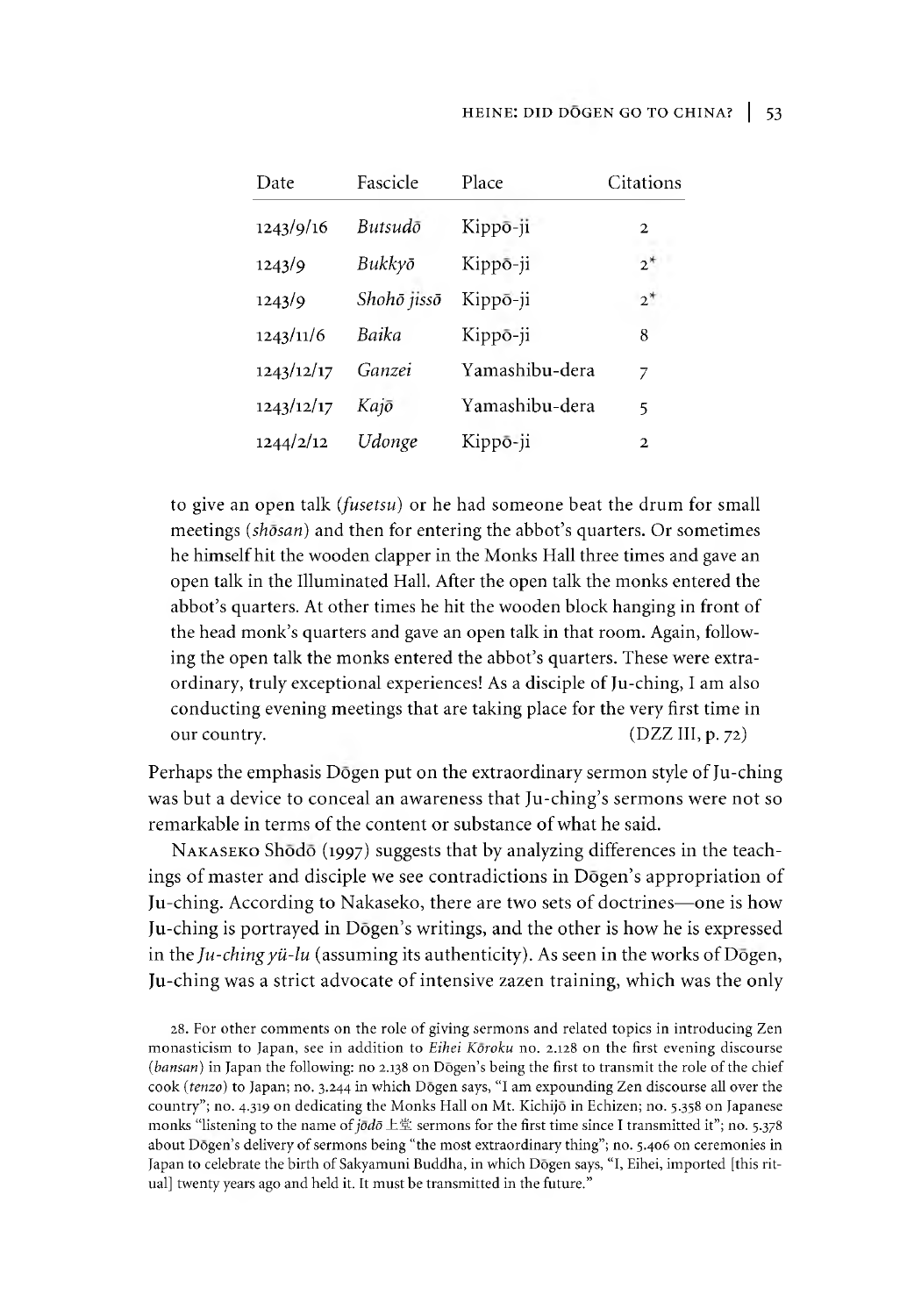| Date | Fascicle | Place | Citations |
|---|---|---|---|
| 1243/9/16 | *Butsudō* | Kippō-ji | 2 |
| 1243/9 | *Bukkyō* | Kippō-ji | 2* |
| 1243/9 | *Shohō jissō* | Kippō-ji | 2* |
| 1243/11/6 | *Baika* | Kippō-ji | 8 |
| 1243/12/17 | *Ganzei* | Yamashibu-dera | 7 |
| 1243/12/17 | *Kajō* | Yamashibu-dera | 5 |
| 1244/2/12 | *Udonge* | Kippō-ji | 2 |

> to give an open talk (*fusetsu*) or he had someone beat the drum for small meetings (*shōsan*) and then for entering the abbot's quarters. Or sometimes he himself hit the wooden clapper in the Monks Hall three times and gave an open talk in the Illuminated Hall. After the open talk the monks entered the abbot's quarters. At other times he hit the wooden block hanging in front of the head monk's quarters and gave an open talk in that room. Again, following the open talk the monks entered the abbot's quarters. These were extraordinary, truly exceptional experiences! As a disciple of Ju-ching, I am also conducting evening meetings that are taking place for the very first time in our country. (DZZ III, p. 72)

Perhaps the emphasis Dōgen put on the extraordinary sermon style of Ju-ching was but a device to conceal an awareness that Ju-ching's sermons were not so remarkable in terms of the content or substance of what he said.

Nakaseko Shōdō (1997) suggests that by analyzing differences in the teachings of master and disciple we see contradictions in Dōgen's appropriation of Ju-ching. According to Nakaseko, there are two sets of doctrines—one is how Ju-ching is portrayed in Dōgen's writings, and the other is how he is expressed in the *Ju-ching yü-lu* (assuming its authenticity). As seen in the works of Dōgen, Ju-ching was a strict advocate of intensive zazen training, which was the only

28. For other comments on the role of giving sermons and related topics in introducing Zen monasticism to Japan, see in addition to *Eihei Kōroku* no. 2.128 on the first evening discourse (*bansan*) in Japan the following: no 2.138 on Dōgen's being the first to transmit the role of the chief cook (*tenzo*) to Japan; no. 3.244 in which Dōgen says, "I am expounding Zen discourse all over the country"; no. 4.319 on dedicating the Monks Hall on Mt. Kichijō in Echizen; no. 5.358 on Japanese monks "listening to the name of *jōdō* 上堂 sermons for the first time since I transmitted it"; no. 5.378 about Dōgen's delivery of sermons being "the most extraordinary thing"; no. 5.406 on ceremonies in Japan to celebrate the birth of Sakyamuni Buddha, in which Dōgen says, "I, Eihei, imported [this ritual] twenty years ago and held it. It must be transmitted in the future."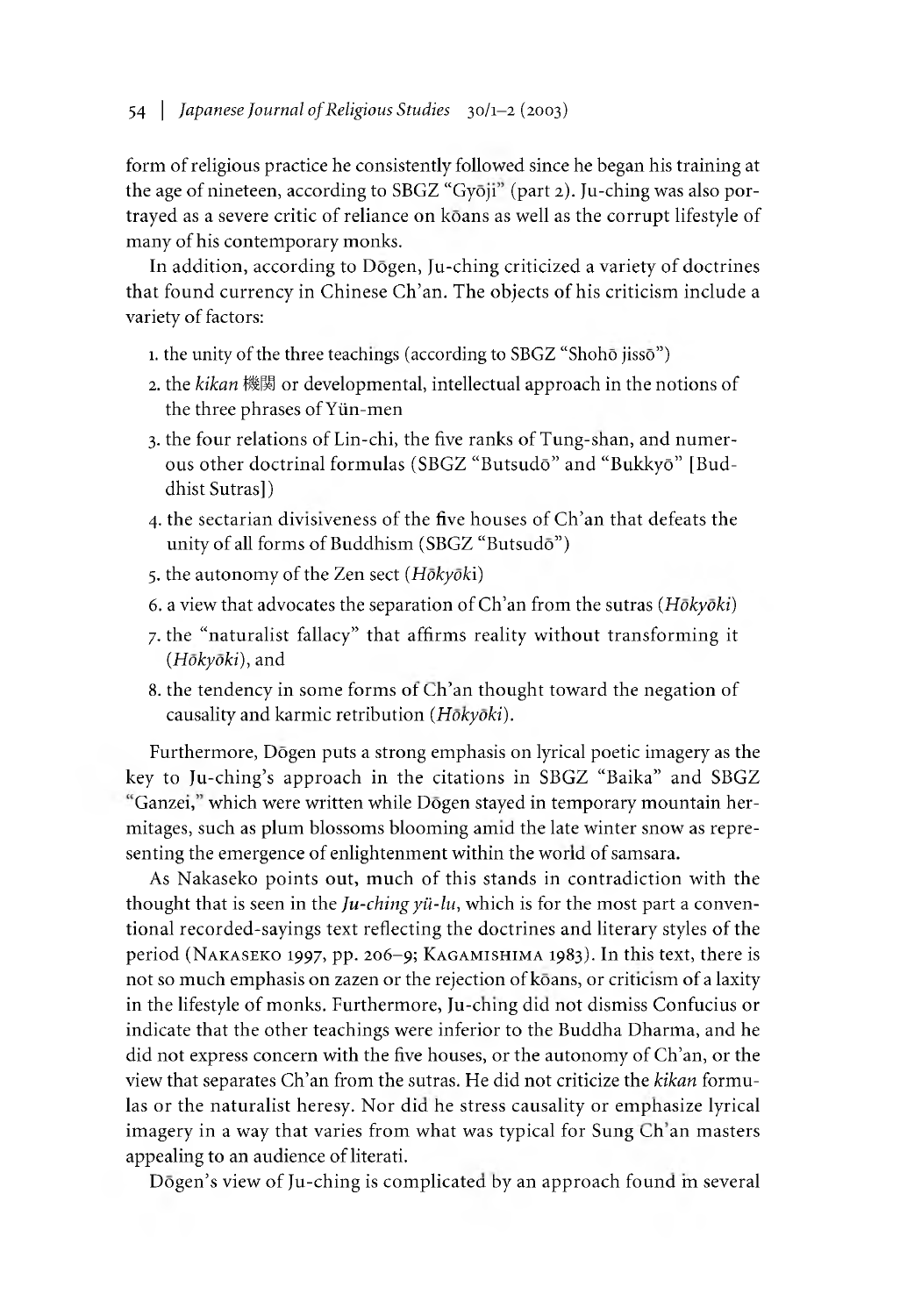form of religious practice he consistently followed since he began his training at the age of nineteen, according to SBGZ "Gyōji" (part 2). Ju-ching was also portrayed as a severe critic of reliance on kōans as well as the corrupt lifestyle of many of his contemporary monks.

In addition, according to Dōgen, Ju-ching criticized a variety of doctrines that found currency in Chinese Ch'an. The objects of his criticism include a variety of factors:

1. the unity of the three teachings (according to SBGZ "Shohō jissō")
2. the *kikan* 機関 or developmental, intellectual approach in the notions of the three phrases of Yün-men
3. the four relations of Lin-chi, the five ranks of Tung-shan, and numerous other doctrinal formulas (SBGZ "Butsudō" and "Bukkyō" [Buddhist Sutras])
4. the sectarian divisiveness of the five houses of Ch'an that defeats the unity of all forms of Buddhism (SBGZ "Butsudō")
5. the autonomy of the Zen sect (*Hōkyōki*)
6. a view that advocates the separation of Ch'an from the sutras (*Hōkyōki*)
7. the "naturalist fallacy" that affirms reality without transforming it (*Hōkyōki*), and
8. the tendency in some forms of Ch'an thought toward the negation of causality and karmic retribution (*Hōkyōki*).

Furthermore, Dōgen puts a strong emphasis on lyrical poetic imagery as the key to Ju-ching's approach in the citations in SBGZ "Baika" and SBGZ "Ganzei," which were written while Dōgen stayed in temporary mountain hermitages, such as plum blossoms blooming amid the late winter snow as representing the emergence of enlightenment within the world of samsara.

As Nakaseko points out, much of this stands in contradiction with the thought that is seen in the *Ju-ching yü-lu*, which is for the most part a conventional recorded-sayings text reflecting the doctrines and literary styles of the period (Nakaseko 1997, pp. 206–9; Kagamishima 1983). In this text, there is not so much emphasis on zazen or the rejection of kōans, or criticism of a laxity in the lifestyle of monks. Furthermore, Ju-ching did not dismiss Confucius or indicate that the other teachings were inferior to the Buddha Dharma, and he did not express concern with the five houses, or the autonomy of Ch'an, or the view that separates Ch'an from the sutras. He did not criticize the *kikan* formulas or the naturalist heresy. Nor did he stress causality or emphasize lyrical imagery in a way that varies from what was typical for Sung Ch'an masters appealing to an audience of literati.

Dōgen's view of Ju-ching is complicated by an approach found in several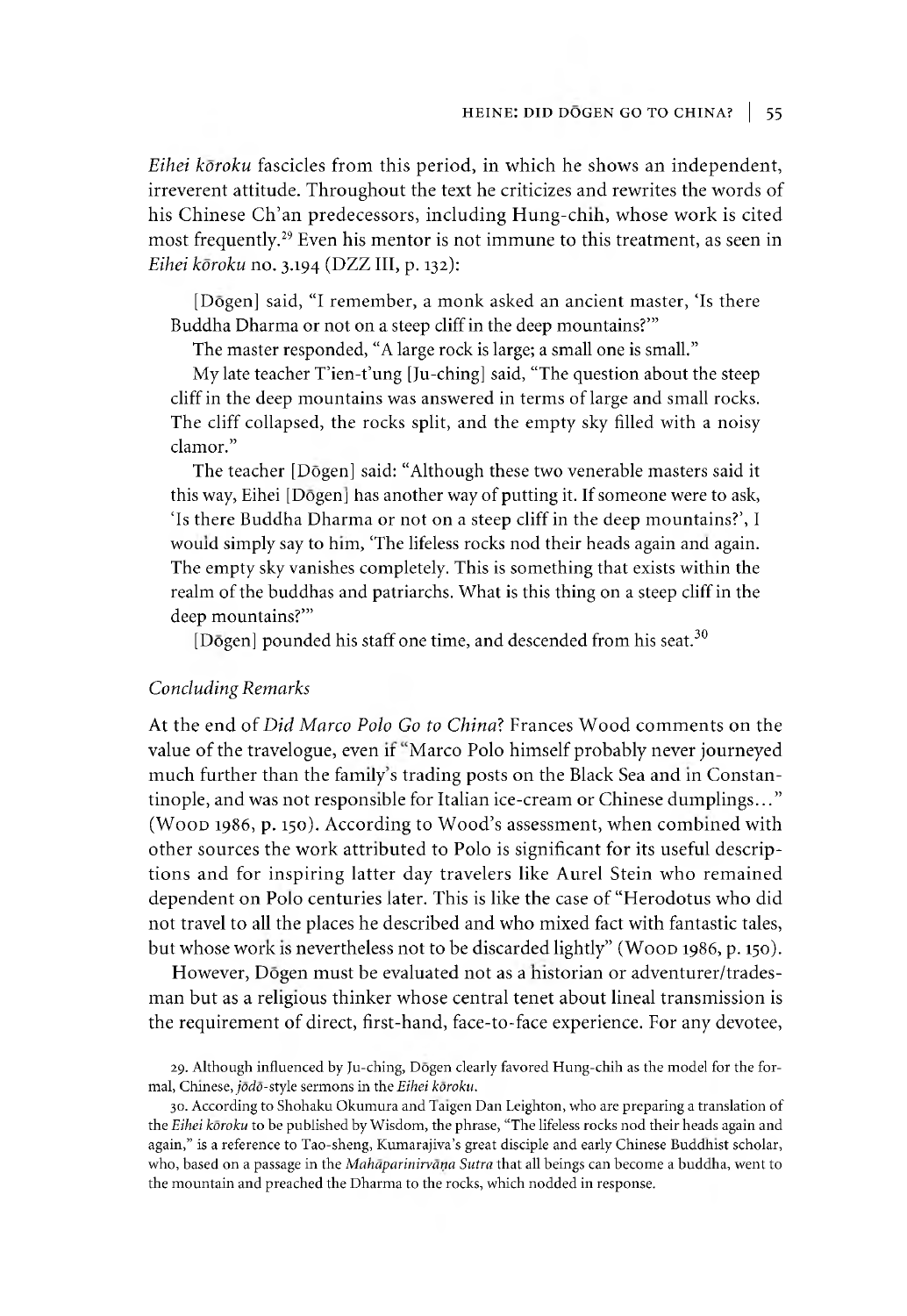*Eihei kōroku* fascicles from this period, in which he shows an independent, irreverent attitude. Throughout the text he criticizes and rewrites the words of his Chinese Ch'an predecessors, including Hung-chih, whose work is cited most frequently.[29] Even his mentor is not immune to this treatment, as seen in *Eihei kōroku* no. 3.194 (DZZ III, p. 132):

> [Dōgen] said, "I remember, a monk asked an ancient master, 'Is there Buddha Dharma or not on a steep cliff in the deep mountains?'"
>
> The master responded, "A large rock is large; a small one is small."
>
> My late teacher T'ien-t'ung [Ju-ching] said, "The question about the steep cliff in the deep mountains was answered in terms of large and small rocks. The cliff collapsed, the rocks split, and the empty sky filled with a noisy clamor."
>
> The teacher [Dōgen] said: "Although these two venerable masters said it this way, Eihei [Dōgen] has another way of putting it. If someone were to ask, 'Is there Buddha Dharma or not on a steep cliff in the deep mountains?', I would simply say to him, 'The lifeless rocks nod their heads again and again. The empty sky vanishes completely. This is something that exists within the realm of the buddhas and patriarchs. What is this thing on a steep cliff in the deep mountains?'"
>
> [Dōgen] pounded his staff one time, and descended from his seat.[30]

### *Concluding Remarks*

At the end of *Did Marco Polo Go to China?* Frances Wood comments on the value of the travelogue, even if "Marco Polo himself probably never journeyed much further than the family's trading posts on the Black Sea and in Constantinople, and was not responsible for Italian ice-cream or Chinese dumplings..." (Wood 1986, p. 150). According to Wood's assessment, when combined with other sources the work attributed to Polo is significant for its useful descriptions and for inspiring latter day travelers like Aurel Stein who remained dependent on Polo centuries later. This is like the case of "Herodotus who did not travel to all the places he described and who mixed fact with fantastic tales, but whose work is nevertheless not to be discarded lightly" (Wood 1986, p. 150).

However, Dōgen must be evaluated not as a historian or adventurer/tradesman but as a religious thinker whose central tenet about lineal transmission is the requirement of direct, first-hand, face-to-face experience. For any devotee,

---

29. Although influenced by Ju-ching, Dōgen clearly favored Hung-chih as the model for the formal, Chinese, *jōdō*-style sermons in the *Eihei kōroku*.

30. According to Shohaku Okumura and Taigen Dan Leighton, who are preparing a translation of the *Eihei kōroku* to be published by Wisdom, the phrase, "The lifeless rocks nod their heads again and again," is a reference to Tao-sheng, Kumarajiva's great disciple and early Chinese Buddhist scholar, who, based on a passage in the *Mahāparinirvāṇa Sutra* that all beings can become a buddha, went to the mountain and preached the Dharma to the rocks, which nodded in response.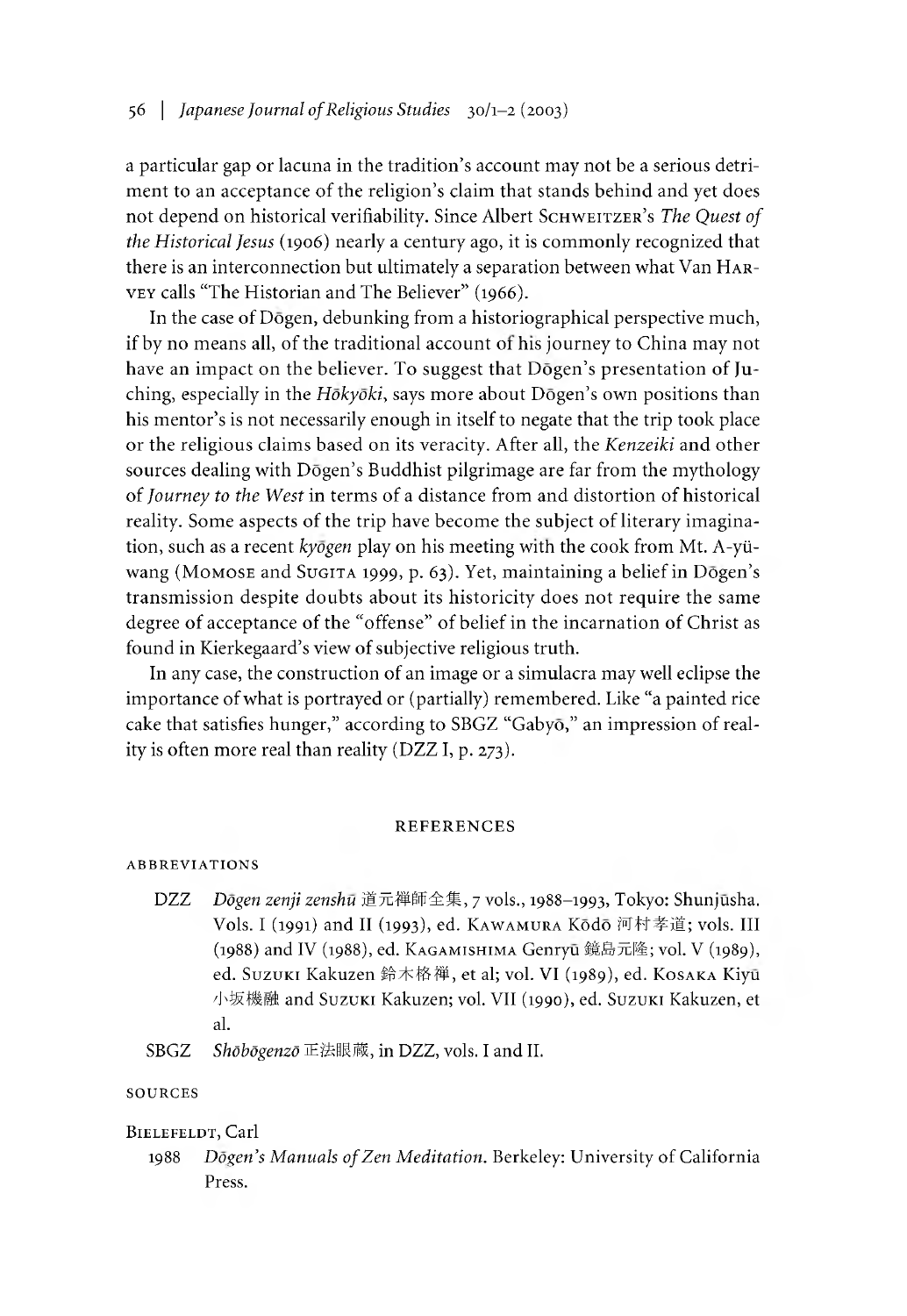a particular gap or lacuna in the tradition's account may not be a serious detriment to an acceptance of the religion's claim that stands behind and yet does not depend on historical verifiability. Since Albert SCHWEITZER's *The Quest of the Historical Jesus* (1906) nearly a century ago, it is commonly recognized that there is an interconnection but ultimately a separation between what Van HARVEY calls "The Historian and The Believer" (1966).

In the case of Dōgen, debunking from a historiographical perspective much, if by no means all, of the traditional account of his journey to China may not have an impact on the believer. To suggest that Dōgen's presentation of Juching, especially in the *Hōkyōki*, says more about Dōgen's own positions than his mentor's is not necessarily enough in itself to negate that the trip took place or the religious claims based on its veracity. After all, the *Kenzeiki* and other sources dealing with Dōgen's Buddhist pilgrimage are far from the mythology of *Journey to the West* in terms of a distance from and distortion of historical reality. Some aspects of the trip have become the subject of literary imagination, such as a recent *kyōgen* play on his meeting with the cook from Mt. A-yü-wang (MOMOSE and SUGITA 1999, p. 63). Yet, maintaining a belief in Dōgen's transmission despite doubts about its historicity does not require the same degree of acceptance of the "offense" of belief in the incarnation of Christ as found in Kierkegaard's view of subjective religious truth.

In any case, the construction of an image or a simulacra may well eclipse the importance of what is portrayed or (partially) remembered. Like "a painted rice cake that satisfies hunger," according to SBGZ "Gabyō," an impression of reality is often more real than reality (DZZ I, p. 273).

## REFERENCES

### ABBREVIATIONS

DZZ *Dōgen zenji zenshū* 道元禅師全集, 7 vols., 1988–1993, Tokyo: Shunjūsha. Vols. I (1991) and II (1993), ed. KAWAMURA Kōdō 河村孝道; vols. III (1988) and IV (1988), ed. KAGAMISHIMA Genryū 鏡島元隆; vol. V (1989), ed. SUZUKI Kakuzen 鈴木格禅, et al; vol. VI (1989), ed. KOSAKA Kiyū 小坂機融 and SUZUKI Kakuzen; vol. VII (1990), ed. SUZUKI Kakuzen, et al.

SBGZ *Shōbōgenzō* 正法眼蔵, in DZZ, vols. I and II.

### SOURCES

BIELEFELDT, Carl

1988 *Dōgen's Manuals of Zen Meditation*. Berkeley: University of California Press.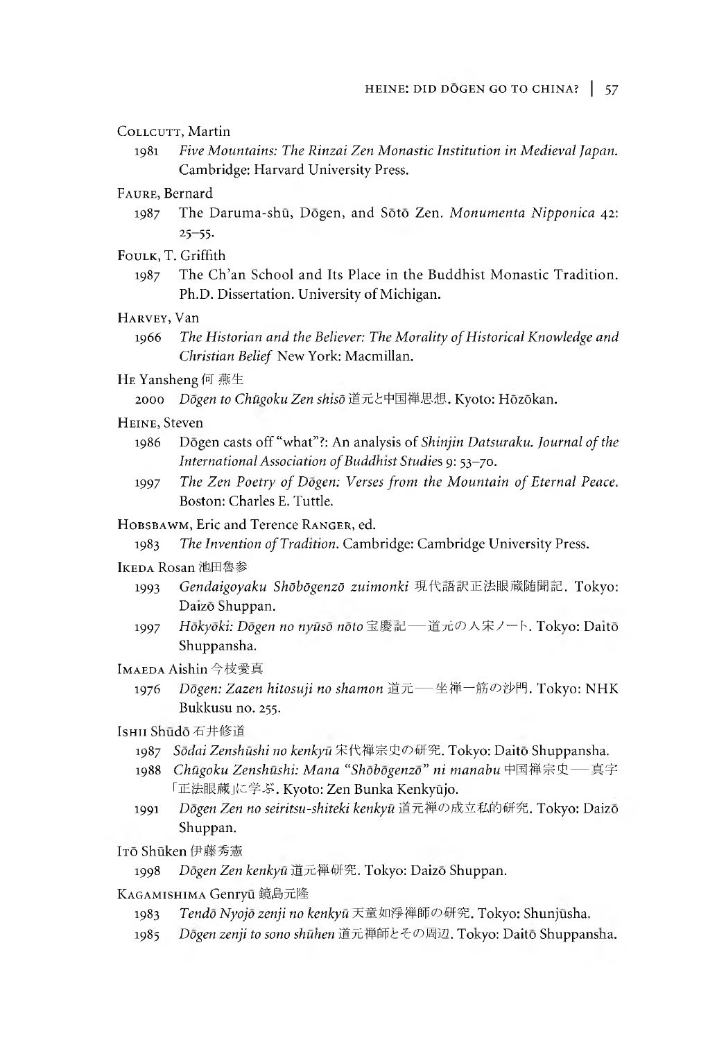Collcutt, Martin

1981 *Five Mountains: The Rinzai Zen Monastic Institution in Medieval Japan.* Cambridge: Harvard University Press.

Faure, Bernard

1987 The Daruma-shū, Dōgen, and Sōtō Zen. *Monumenta Nipponica* 42: 25–55.

Foulk, T. Griffith

1987 The Ch'an School and Its Place in the Buddhist Monastic Tradition. Ph.D. Dissertation. University of Michigan.

Harvey, Van

1966 *The Historian and the Believer: The Morality of Historical Knowledge and Christian Belief* New York: Macmillan.

He Yansheng 何燕生

2000 *Dōgen to Chūgoku Zen shisō* 道元と中国禅思想. Kyoto: Hōzōkan.

Heine, Steven

1986 Dōgen casts off "what"?: An analysis of *Shinjin Datsuraku. Journal of the International Association of Buddhist Studies* 9: 53–70.

1997 *The Zen Poetry of Dōgen: Verses from the Mountain of Eternal Peace.* Boston: Charles E. Tuttle.

Hobsbawm, Eric and Terence Ranger, ed.

1983 *The Invention of Tradition.* Cambridge: Cambridge University Press.

Ikeda Rosan 池田魯参

1993 *Gendaigoyaku Shōbōgenzō zuimonki* 現代語訳正法眼蔵随聞記. Tokyo: Daizō Shuppan.

1997 *Hōkyōki: Dōgen no nyūsō nōto* 宝慶記—道元の入宋ノート. Tokyo: Daitō Shuppansha.

Imaeda Aishin 今枝愛真

1976 *Dōgen: Zazen hitosuji no shamon* 道元—坐禅一筋の沙門. Tokyo: NHK Bukkusu no. 255.

Ishii Shūdō 石井修道

1987 *Sōdai Zenshūshi no kenkyū* 宋代禅宗史の研究. Tokyo: Daitō Shuppansha.

1988 *Chūgoku Zenshūshi: Mana "Shōbōgenzō" ni manabu* 中国禅宗史—真字「正法眼蔵」に学ぶ. Kyoto: Zen Bunka Kenkyūjo.

1991 *Dōgen Zen no seiritsu-shiteki kenkyū* 道元禅の成立私的研究. Tokyo: Daizō Shuppan.

Itō Shūken 伊藤秀憲

1998 *Dōgen Zen kenkyū* 道元禅研究. Tokyo: Daizō Shuppan.

Kagamishima Genryū 鏡島元隆

1983 *Tendō Nyojō zenji no kenkyū* 天童如淨禅師の研究. Tokyo: Shunjūsha.

1985 *Dōgen zenji to sono shūhen* 道元禅師とその周辺. Tokyo: Daitō Shuppansha.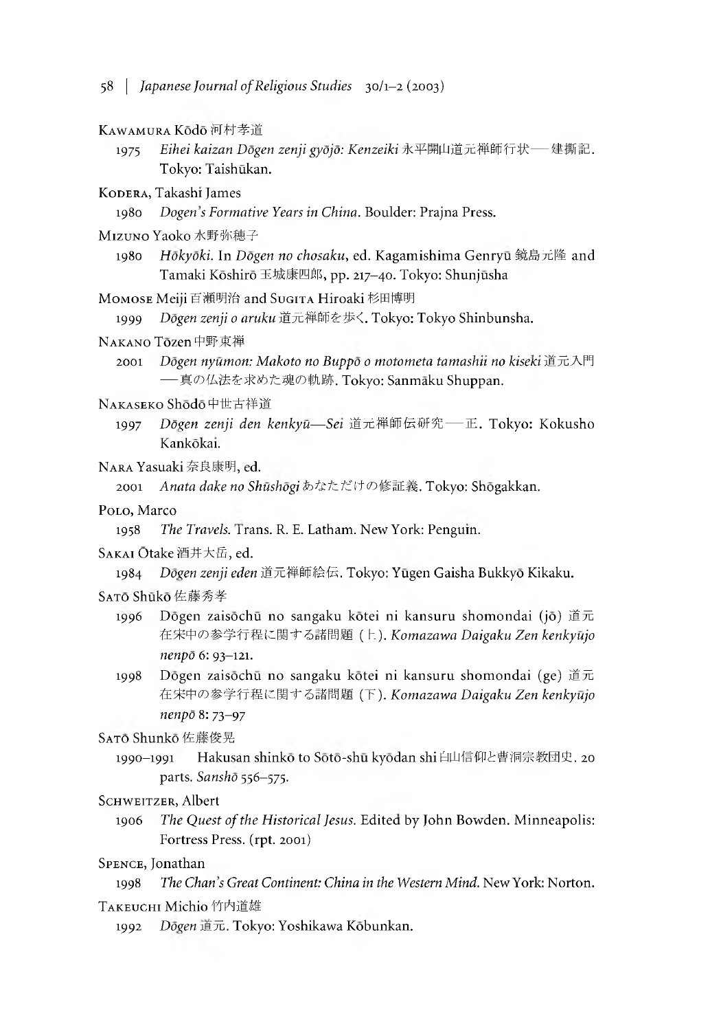Kawamura Kōdō 河村孝道

1975 *Eihei kaizan Dōgen zenji gyōjō: Kenzeiki* 永平開山道元禅師行状—建撕記. Tokyo: Taishūkan.

Kodera, Takashi James

1980 *Dogen's Formative Years in China*. Boulder: Prajna Press.

Mizuno Yaoko 水野弥穂子

1980 *Hōkyōki*. In *Dōgen no chosaku*, ed. Kagamishima Genryū 鏡島元隆 and Tamaki Kōshirō 玉城康四郎, pp. 217–40. Tokyo: Shunjūsha

Momose Meiji 百瀬明治 and Sugita Hiroaki 杉田博明

1999 *Dōgen zenji o aruku* 道元禅師を歩く. Tokyo: Tokyo Shinbunsha.

Nakano Tōzen 中野東禅

2001 *Dōgen nyūmon: Makoto no Buppō o motometa tamashii no kiseki* 道元入門—真の仏法を求めた魂の軌跡. Tokyo: Sanmāku Shuppan.

Nakaseko Shōdō 中世古祥道

1997 *Dōgen zenji den kenkyū—Sei* 道元禅師伝研究—正. Tokyo: Kokusho Kankōkai.

Nara Yasuaki 奈良康明, ed.

2001 *Anata dake no Shūshōgi* あなただけの修証義. Tokyo: Shōgakkan.

Polo, Marco

1958 *The Travels*. Trans. R. E. Latham. New York: Penguin.

Sakai Ōtake 酒井大岳, ed.

1984 *Dōgen zenji eden* 道元禅師絵伝. Tokyo: Yūgen Gaisha Bukkyō Kikaku.

Satō Shūkō 佐藤秀孝

1996 Dōgen zaisōchū no sangaku kōtei ni kansuru shomondai (jō) 道元在宋中の参学行程に関する諸問題 (上). *Komazawa Daigaku Zen kenkyūjo nenpō* 6: 93–121.

1998 Dōgen zaisōchū no sangaku kōtei ni kansuru shomondai (ge) 道元在宋中の参学行程に関する諸問題 (下). *Komazawa Daigaku Zen kenkyūjo nenpō* 8: 73–97

Satō Shunkō 佐藤俊晃

1990–1991 Hakusan shinkō to Sōtō-shū kyōdan shi 白山信仰と曹洞宗教団史. 20 parts. *Sanshō* 556–575.

Schweitzer, Albert

1906 *The Quest of the Historical Jesus*. Edited by John Bowden. Minneapolis: Fortress Press. (rpt. 2001)

Spence, Jonathan

1998 *The Chan's Great Continent: China in the Western Mind*. New York: Norton.

Takeuchi Michio 竹内道雄

1992 *Dōgen* 道元. Tokyo: Yoshikawa Kōbunkan.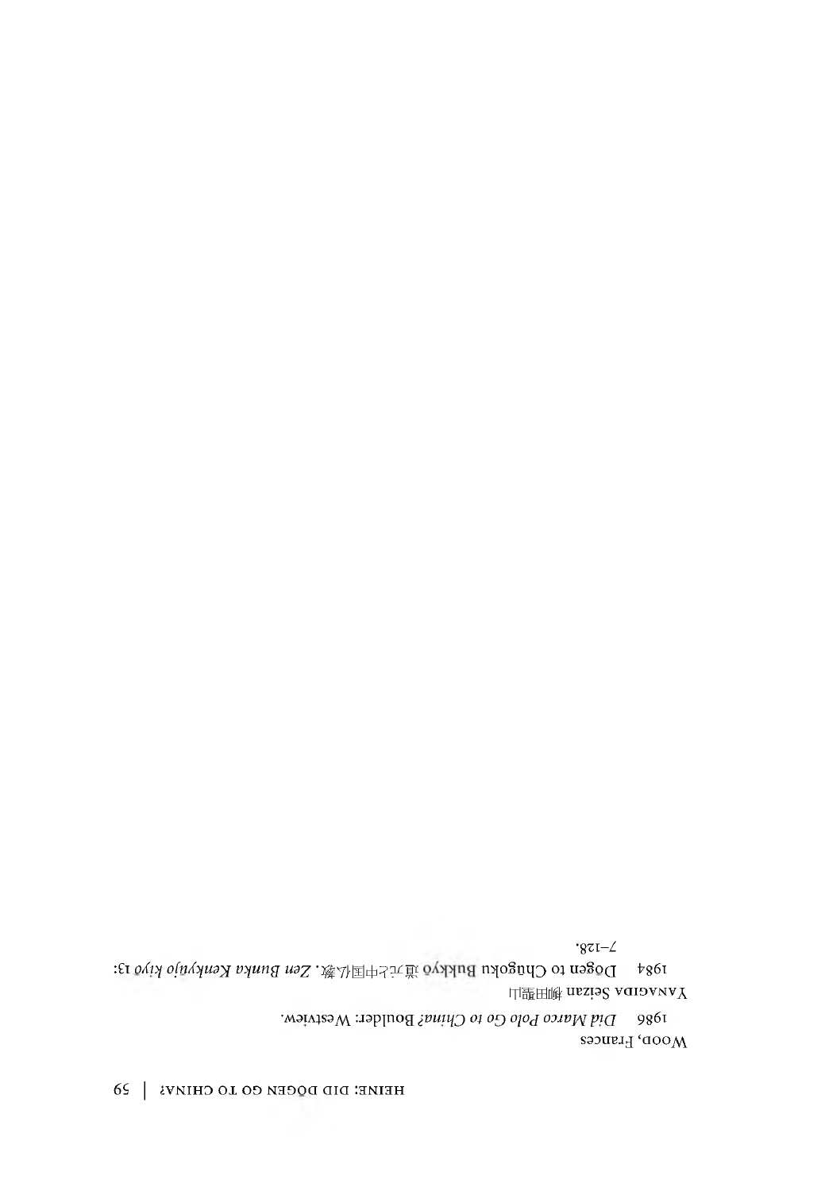Wood, Frances

1986 *Did Marco Polo Go to China?* Boulder: Westview.

Yanagida Seizan 柳田聖山

1984 Dōgen to Chūgoku Bukkyō 道元と中国仏教. *Zen Bunka Kenkyūjo kiyō* 13: 7–128.